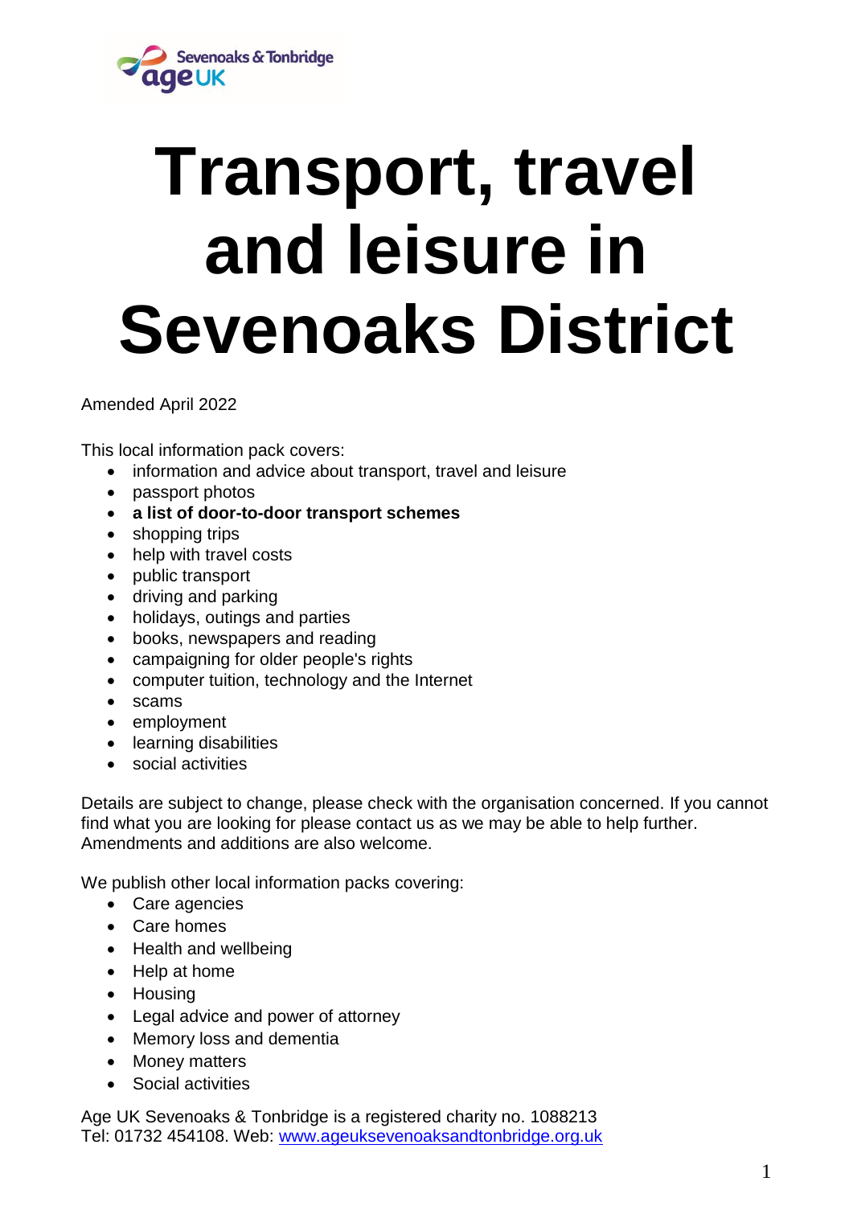# Transport, travel and leisure in Sevenoaks District

Amended April 2022

This local information pack covers:

- information and advice about transport, travel and leisure
- passport photos
- **a list of door-to-door transport schemes**
- shopping trips
- help with travel costs
- public transport
- driving and parking
- holidays, outings and parties
- books, newspapers and reading
- campaigning for older people's rights
- computer tuition, technology and the Internet
- scams
- employment
- learning disabilities
- social activities

Details are subject to change, please check with the organisation concerned. If you cannot find what you are looking for please contact us as we may be able to help further. Amendments and additions are also welcome.

We publish other local information packs covering:

- Care agencies
- Care homes
- Health and wellbeing
- Help at home
- Housing
- Legal advice and power of attorney
- Memory loss and dementia
- Money matters
- Social activities

Age UK Sevenoaks & Tonbridge is a registered charity no. 1088213
Tel: 01732 454108. Web: [www.ageuksevenoaksandtonbridge.org.uk](http://www.ageuksevenoaksandtonbridge.org.uk)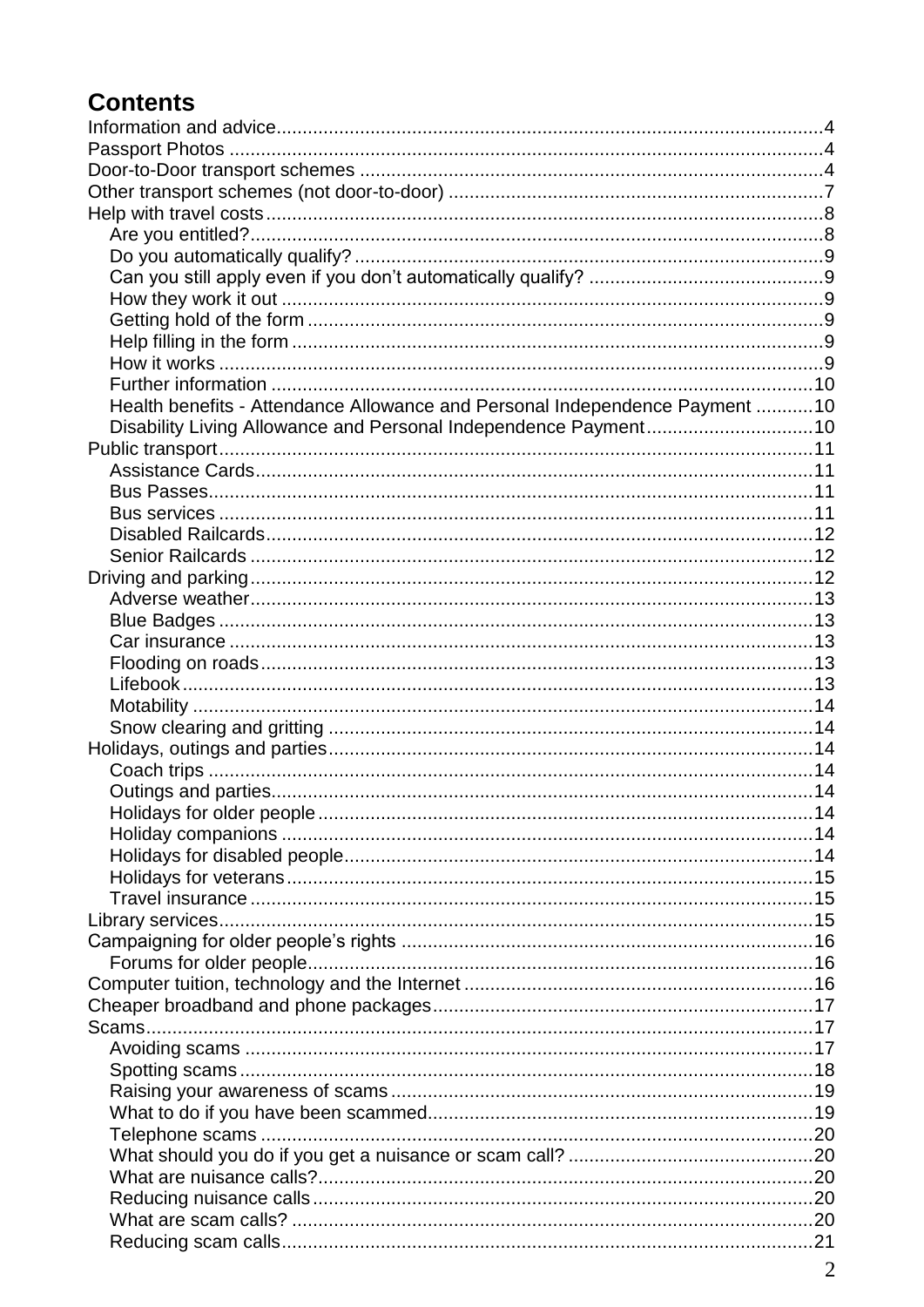# Contents

- Information and advice ... 4
- Passport Photos ... 4
- Door-to-Door transport schemes ... 4
- Other transport schemes (not door-to-door) ... 7
- Help with travel costs ... 8
  - Are you entitled? ... 8
  - Do you automatically qualify? ... 9
  - Can you still apply even if you don't automatically qualify? ... 9
  - How they work it out ... 9
  - Getting hold of the form ... 9
  - Help filling in the form ... 9
  - How it works ... 9
  - Further information ... 10
  - Health benefits - Attendance Allowance and Personal Independence Payment ... 10
  - Disability Living Allowance and Personal Independence Payment ... 10
- Public transport ... 11
  - Assistance Cards ... 11
  - Bus Passes ... 11
  - Bus services ... 11
  - Disabled Railcards ... 12
  - Senior Railcards ... 12
- Driving and parking ... 12
  - Adverse weather ... 13
  - Blue Badges ... 13
  - Car insurance ... 13
  - Flooding on roads ... 13
  - Lifebook ... 13
  - Motability ... 14
  - Snow clearing and gritting ... 14
- Holidays, outings and parties ... 14
  - Coach trips ... 14
  - Outings and parties ... 14
  - Holidays for older people ... 14
  - Holiday companions ... 14
  - Holidays for disabled people ... 14
  - Holidays for veterans ... 15
  - Travel insurance ... 15
- Library services ... 15
- Campaigning for older people's rights ... 16
  - Forums for older people ... 16
- Computer tuition, technology and the Internet ... 16
- Cheaper broadband and phone packages ... 17
- Scams ... 17
  - Avoiding scams ... 17
  - Spotting scams ... 18
  - Raising your awareness of scams ... 19
  - What to do if you have been scammed ... 19
  - Telephone scams ... 20
  - What should you do if you get a nuisance or scam call? ... 20
  - What are nuisance calls? ... 20
  - Reducing nuisance calls ... 20
  - What are scam calls? ... 20
  - Reducing scam calls ... 21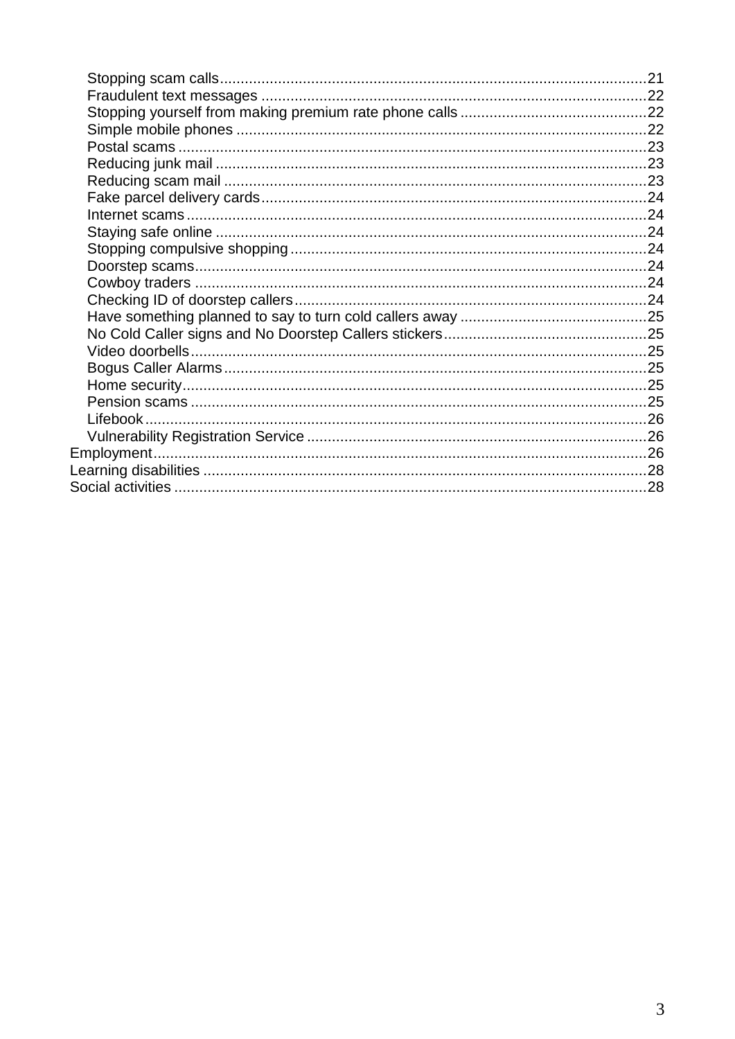- Stopping scam calls ....................................................................................................21
- Fraudulent text messages ...........................................................................................22
- Stopping yourself from making premium rate phone calls ............................................22
- Simple mobile phones .................................................................................................22
- Postal scams ...............................................................................................................23
- Reducing junk mail ......................................................................................................23
- Reducing scam mail ....................................................................................................23
- Fake parcel delivery cards ...........................................................................................24
- Internet scams .............................................................................................................24
- Staying safe online ......................................................................................................24
- Stopping compulsive shopping ....................................................................................24
- Doorstep scams ...........................................................................................................24
- Cowboy traders ...........................................................................................................24
- Checking ID of doorstep callers ...................................................................................24
- Have something planned to say to turn cold callers away ............................................25
- No Cold Caller signs and No Doorstep Callers stickers ................................................25
- Video doorbells ............................................................................................................25
- Bogus Caller Alarms ....................................................................................................25
- Home security ..............................................................................................................25
- Pension scams ............................................................................................................25
- Lifebook .......................................................................................................................26
- Vulnerability Registration Service ................................................................................26

Employment .....................................................................................................................26

Learning disabilities .........................................................................................................28

Social activities ................................................................................................................28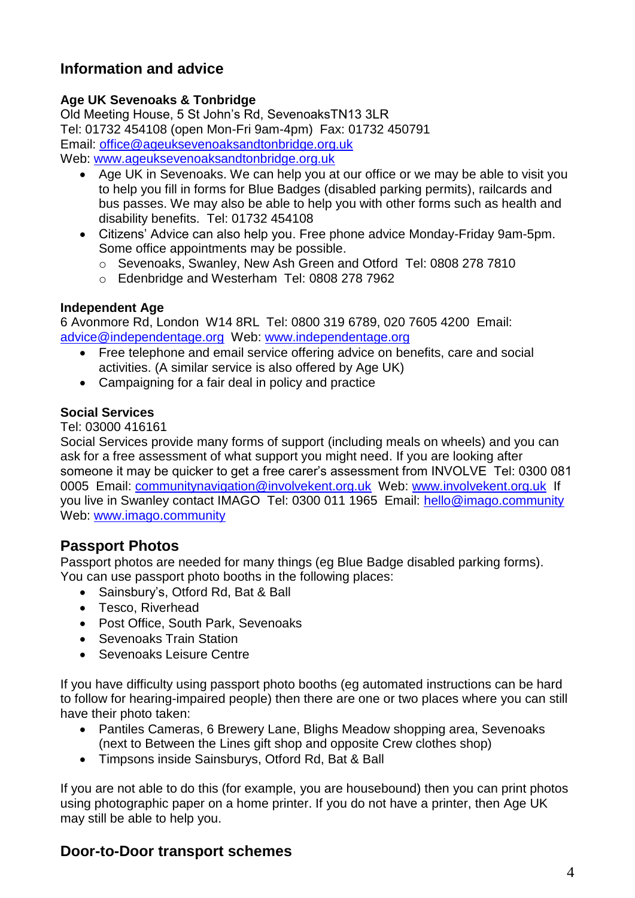## Information and advice

### Age UK Sevenoaks & Tonbridge

Old Meeting House, 5 St John's Rd, SevenoaksTN13 3LR
Tel: 01732 454108 (open Mon-Fri 9am-4pm) Fax: 01732 450791
Email: office@ageuksevenoaksandtonbridge.org.uk
Web: www.ageuksevenoaksandtonbridge.org.uk

- Age UK in Sevenoaks. We can help you at our office or we may be able to visit you to help you fill in forms for Blue Badges (disabled parking permits), railcards and bus passes. We may also be able to help you with other forms such as health and disability benefits. Tel: 01732 454108
- Citizens' Advice can also help you. Free phone advice Monday-Friday 9am-5pm. Some office appointments may be possible.
  - Sevenoaks, Swanley, New Ash Green and Otford Tel: 0808 278 7810
  - Edenbridge and Westerham Tel: 0808 278 7962

### Independent Age

6 Avonmore Rd, London W14 8RL Tel: 0800 319 6789, 020 7605 4200 Email: advice@independentage.org Web: www.independentage.org

- Free telephone and email service offering advice on benefits, care and social activities. (A similar service is also offered by Age UK)
- Campaigning for a fair deal in policy and practice

### Social Services

Tel: 03000 416161
Social Services provide many forms of support (including meals on wheels) and you can ask for a free assessment of what support you might need. If you are looking after someone it may be quicker to get a free carer's assessment from INVOLVE Tel: 0300 081 0005 Email: communitynavigation@involvekent.org.uk Web: www.involvekent.org.uk If you live in Swanley contact IMAGO Tel: 0300 011 1965 Email: hello@imago.community Web: www.imago.community

## Passport Photos

Passport photos are needed for many things (eg Blue Badge disabled parking forms). You can use passport photo booths in the following places:

- Sainsbury's, Otford Rd, Bat & Ball
- Tesco, Riverhead
- Post Office, South Park, Sevenoaks
- Sevenoaks Train Station
- Sevenoaks Leisure Centre

If you have difficulty using passport photo booths (eg automated instructions can be hard to follow for hearing-impaired people) then there are one or two places where you can still have their photo taken:

- Pantiles Cameras, 6 Brewery Lane, Blighs Meadow shopping area, Sevenoaks (next to Between the Lines gift shop and opposite Crew clothes shop)
- Timpsons inside Sainsburys, Otford Rd, Bat & Ball

If you are not able to do this (for example, you are housebound) then you can print photos using photographic paper on a home printer. If you do not have a printer, then Age UK may still be able to help you.

## Door-to-Door transport schemes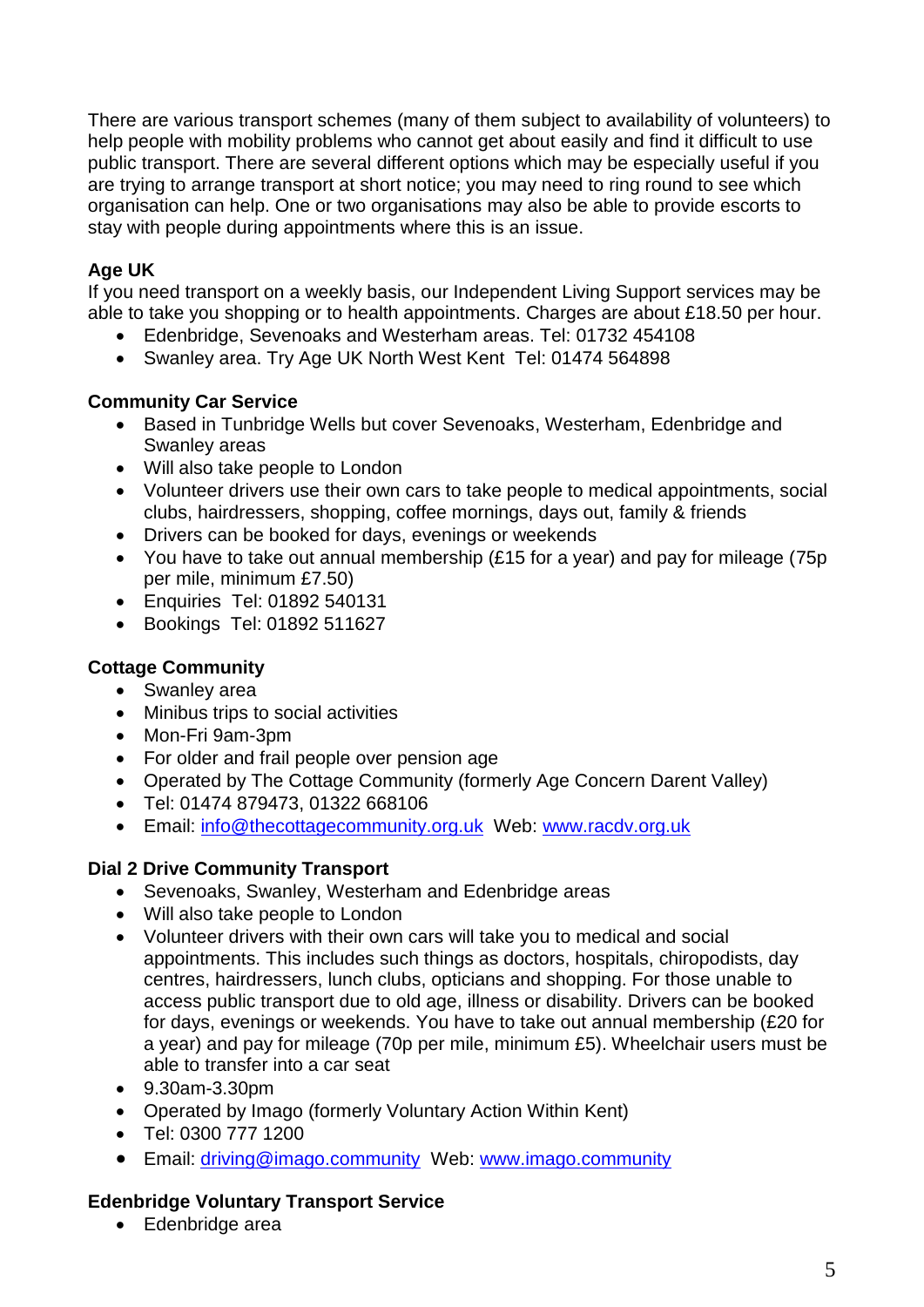There are various transport schemes (many of them subject to availability of volunteers) to help people with mobility problems who cannot get about easily and find it difficult to use public transport. There are several different options which may be especially useful if you are trying to arrange transport at short notice; you may need to ring round to see which organisation can help. One or two organisations may also be able to provide escorts to stay with people during appointments where this is an issue.

**Age UK**

If you need transport on a weekly basis, our Independent Living Support services may be able to take you shopping or to health appointments. Charges are about £18.50 per hour.

- Edenbridge, Sevenoaks and Westerham areas. Tel: 01732 454108
- Swanley area. Try Age UK North West Kent Tel: 01474 564898

**Community Car Service**

- Based in Tunbridge Wells but cover Sevenoaks, Westerham, Edenbridge and Swanley areas
- Will also take people to London
- Volunteer drivers use their own cars to take people to medical appointments, social clubs, hairdressers, shopping, coffee mornings, days out, family & friends
- Drivers can be booked for days, evenings or weekends
- You have to take out annual membership (£15 for a year) and pay for mileage (75p per mile, minimum £7.50)
- Enquiries Tel: 01892 540131
- Bookings Tel: 01892 511627

**Cottage Community**

- Swanley area
- Minibus trips to social activities
- Mon-Fri 9am-3pm
- For older and frail people over pension age
- Operated by The Cottage Community (formerly Age Concern Darent Valley)
- Tel: 01474 879473, 01322 668106
- Email: info@thecottagecommunity.org.uk Web: www.racdv.org.uk

**Dial 2 Drive Community Transport**

- Sevenoaks, Swanley, Westerham and Edenbridge areas
- Will also take people to London
- Volunteer drivers with their own cars will take you to medical and social appointments. This includes such things as doctors, hospitals, chiropodists, day centres, hairdressers, lunch clubs, opticians and shopping. For those unable to access public transport due to old age, illness or disability. Drivers can be booked for days, evenings or weekends. You have to take out annual membership (£20 for a year) and pay for mileage (70p per mile, minimum £5). Wheelchair users must be able to transfer into a car seat
- 9.30am-3.30pm
- Operated by Imago (formerly Voluntary Action Within Kent)
- Tel: 0300 777 1200
- Email: driving@imago.community Web: www.imago.community

**Edenbridge Voluntary Transport Service**

- Edenbridge area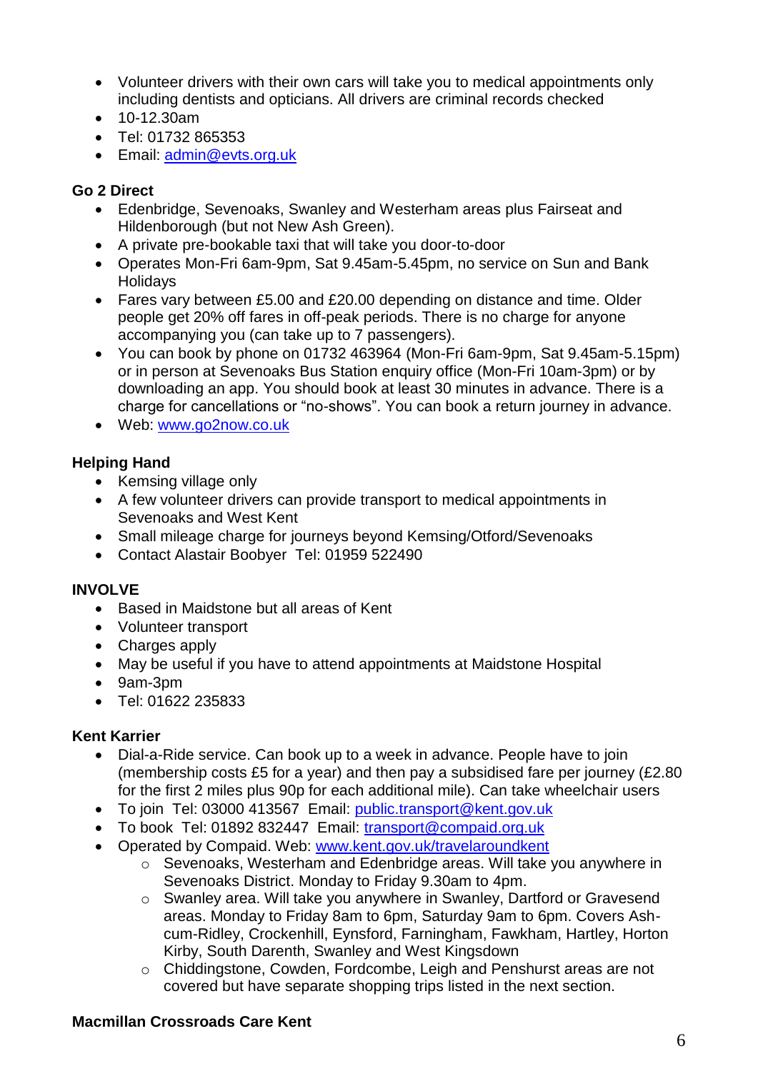- Volunteer drivers with their own cars will take you to medical appointments only including dentists and opticians. All drivers are criminal records checked
- 10-12.30am
- Tel: 01732 865353
- Email: admin@evts.org.uk

**Go 2 Direct**

- Edenbridge, Sevenoaks, Swanley and Westerham areas plus Fairseat and Hildenborough (but not New Ash Green).
- A private pre-bookable taxi that will take you door-to-door
- Operates Mon-Fri 6am-9pm, Sat 9.45am-5.45pm, no service on Sun and Bank Holidays
- Fares vary between £5.00 and £20.00 depending on distance and time. Older people get 20% off fares in off-peak periods. There is no charge for anyone accompanying you (can take up to 7 passengers).
- You can book by phone on 01732 463964 (Mon-Fri 6am-9pm, Sat 9.45am-5.15pm) or in person at Sevenoaks Bus Station enquiry office (Mon-Fri 10am-3pm) or by downloading an app. You should book at least 30 minutes in advance. There is a charge for cancellations or "no-shows". You can book a return journey in advance.
- Web: www.go2now.co.uk

**Helping Hand**

- Kemsing village only
- A few volunteer drivers can provide transport to medical appointments in Sevenoaks and West Kent
- Small mileage charge for journeys beyond Kemsing/Otford/Sevenoaks
- Contact Alastair Boobyer Tel: 01959 522490

**INVOLVE**

- Based in Maidstone but all areas of Kent
- Volunteer transport
- Charges apply
- May be useful if you have to attend appointments at Maidstone Hospital
- 9am-3pm
- Tel: 01622 235833

**Kent Karrier**

- Dial-a-Ride service. Can book up to a week in advance. People have to join (membership costs £5 for a year) and then pay a subsidised fare per journey (£2.80 for the first 2 miles plus 90p for each additional mile). Can take wheelchair users
- To join Tel: 03000 413567 Email: public.transport@kent.gov.uk
- To book Tel: 01892 832447 Email: transport@compaid.org.uk
- Operated by Compaid. Web: www.kent.gov.uk/travelaroundkent
    - Sevenoaks, Westerham and Edenbridge areas. Will take you anywhere in Sevenoaks District. Monday to Friday 9.30am to 4pm.
    - Swanley area. Will take you anywhere in Swanley, Dartford or Gravesend areas. Monday to Friday 8am to 6pm, Saturday 9am to 6pm. Covers Ash-cum-Ridley, Crockenhill, Eynsford, Farningham, Fawkham, Hartley, Horton Kirby, South Darenth, Swanley and West Kingsdown
    - Chiddingstone, Cowden, Fordcombe, Leigh and Penshurst areas are not covered but have separate shopping trips listed in the next section.

**Macmillan Crossroads Care Kent**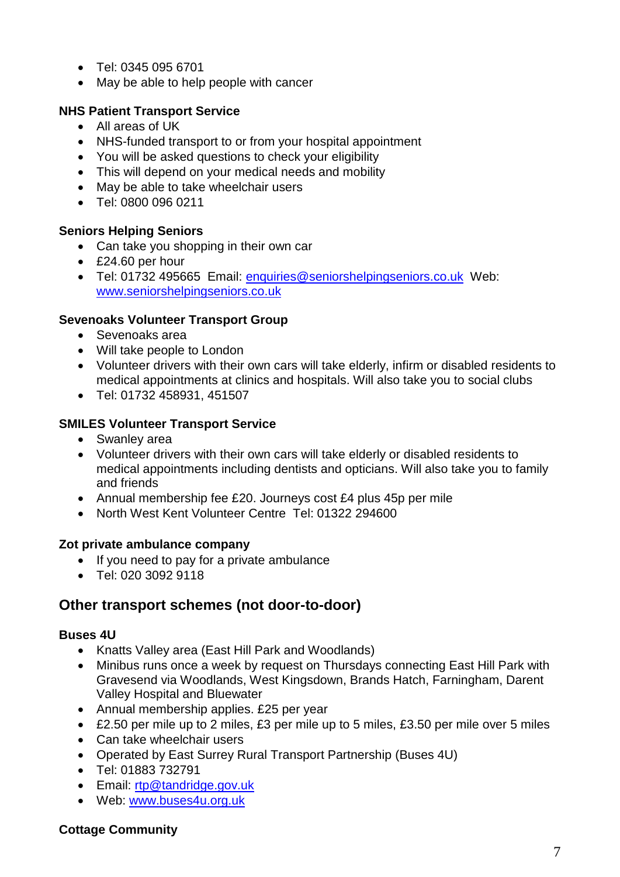- Tel: 0345 095 6701
- May be able to help people with cancer

**NHS Patient Transport Service**

- All areas of UK
- NHS-funded transport to or from your hospital appointment
- You will be asked questions to check your eligibility
- This will depend on your medical needs and mobility
- May be able to take wheelchair users
- Tel: 0800 096 0211

**Seniors Helping Seniors**

- Can take you shopping in their own car
- £24.60 per hour
- Tel: 01732 495665 Email: enquiries@seniorshelpingseniors.co.uk Web: www.seniorshelpingseniors.co.uk

**Sevenoaks Volunteer Transport Group**

- Sevenoaks area
- Will take people to London
- Volunteer drivers with their own cars will take elderly, infirm or disabled residents to medical appointments at clinics and hospitals. Will also take you to social clubs
- Tel: 01732 458931, 451507

**SMILES Volunteer Transport Service**

- Swanley area
- Volunteer drivers with their own cars will take elderly or disabled residents to medical appointments including dentists and opticians. Will also take you to family and friends
- Annual membership fee £20. Journeys cost £4 plus 45p per mile
- North West Kent Volunteer Centre Tel: 01322 294600

**Zot private ambulance company**

- If you need to pay for a private ambulance
- Tel: 020 3092 9118

## Other transport schemes (not door-to-door)

**Buses 4U**

- Knatts Valley area (East Hill Park and Woodlands)
- Minibus runs once a week by request on Thursdays connecting East Hill Park with Gravesend via Woodlands, West Kingsdown, Brands Hatch, Farningham, Darent Valley Hospital and Bluewater
- Annual membership applies. £25 per year
- £2.50 per mile up to 2 miles, £3 per mile up to 5 miles, £3.50 per mile over 5 miles
- Can take wheelchair users
- Operated by East Surrey Rural Transport Partnership (Buses 4U)
- Tel: 01883 732791
- Email: rtp@tandridge.gov.uk
- Web: www.buses4u.org.uk

**Cottage Community**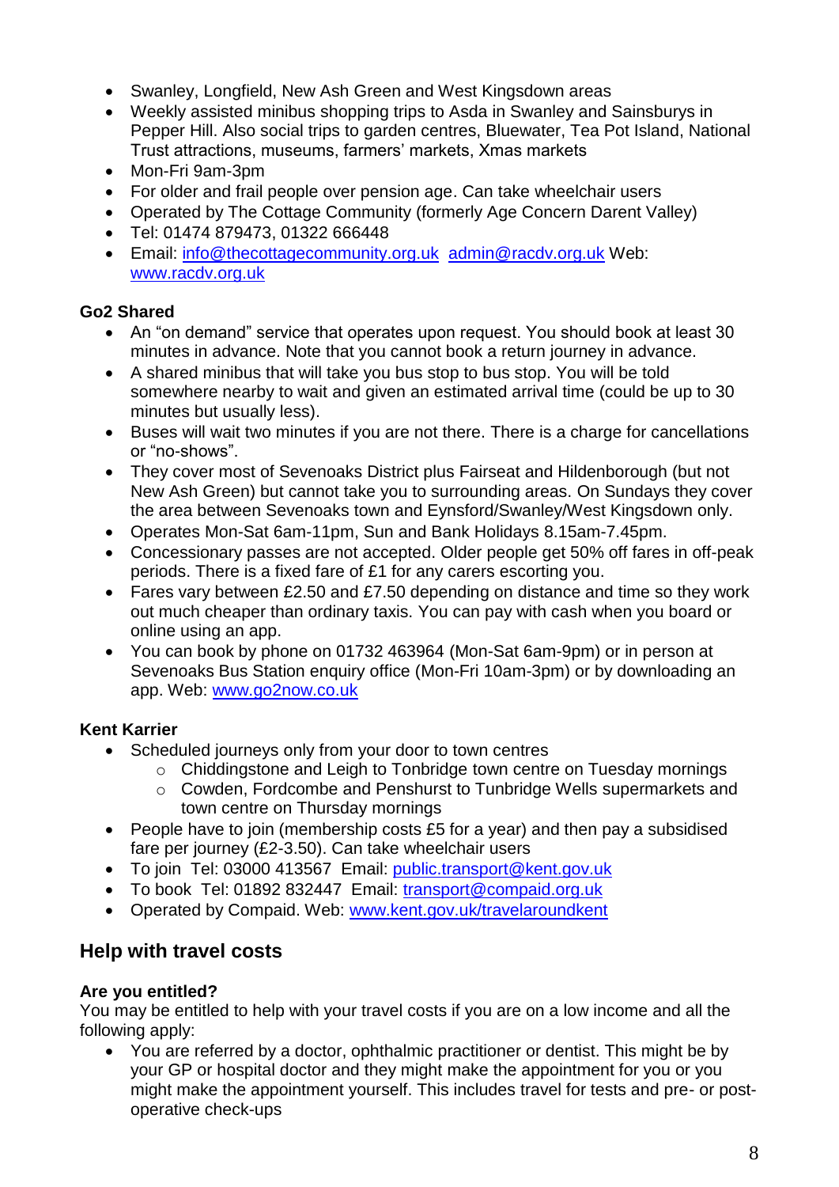- Swanley, Longfield, New Ash Green and West Kingsdown areas
- Weekly assisted minibus shopping trips to Asda in Swanley and Sainsburys in Pepper Hill. Also social trips to garden centres, Bluewater, Tea Pot Island, National Trust attractions, museums, farmers' markets, Xmas markets
- Mon-Fri 9am-3pm
- For older and frail people over pension age. Can take wheelchair users
- Operated by The Cottage Community (formerly Age Concern Darent Valley)
- Tel: 01474 879473, 01322 666448
- Email: info@thecottagecommunity.org.uk admin@racdv.org.uk Web: www.racdv.org.uk

**Go2 Shared**

- An "on demand" service that operates upon request. You should book at least 30 minutes in advance. Note that you cannot book a return journey in advance.
- A shared minibus that will take you bus stop to bus stop. You will be told somewhere nearby to wait and given an estimated arrival time (could be up to 30 minutes but usually less).
- Buses will wait two minutes if you are not there. There is a charge for cancellations or "no-shows".
- They cover most of Sevenoaks District plus Fairseat and Hildenborough (but not New Ash Green) but cannot take you to surrounding areas. On Sundays they cover the area between Sevenoaks town and Eynsford/Swanley/West Kingsdown only.
- Operates Mon-Sat 6am-11pm, Sun and Bank Holidays 8.15am-7.45pm.
- Concessionary passes are not accepted. Older people get 50% off fares in off-peak periods. There is a fixed fare of £1 for any carers escorting you.
- Fares vary between £2.50 and £7.50 depending on distance and time so they work out much cheaper than ordinary taxis. You can pay with cash when you board or online using an app.
- You can book by phone on 01732 463964 (Mon-Sat 6am-9pm) or in person at Sevenoaks Bus Station enquiry office (Mon-Fri 10am-3pm) or by downloading an app. Web: www.go2now.co.uk

**Kent Karrier**

- Scheduled journeys only from your door to town centres
  - Chiddingstone and Leigh to Tonbridge town centre on Tuesday mornings
  - Cowden, Fordcombe and Penshurst to Tunbridge Wells supermarkets and town centre on Thursday mornings
- People have to join (membership costs £5 for a year) and then pay a subsidised fare per journey (£2-3.50). Can take wheelchair users
- To join Tel: 03000 413567 Email: public.transport@kent.gov.uk
- To book Tel: 01892 832447 Email: transport@compaid.org.uk
- Operated by Compaid. Web: www.kent.gov.uk/travelaroundkent

## Help with travel costs

**Are you entitled?**

You may be entitled to help with your travel costs if you are on a low income and all the following apply:

- You are referred by a doctor, ophthalmic practitioner or dentist. This might be by your GP or hospital doctor and they might make the appointment for you or you might make the appointment yourself. This includes travel for tests and pre- or post-operative check-ups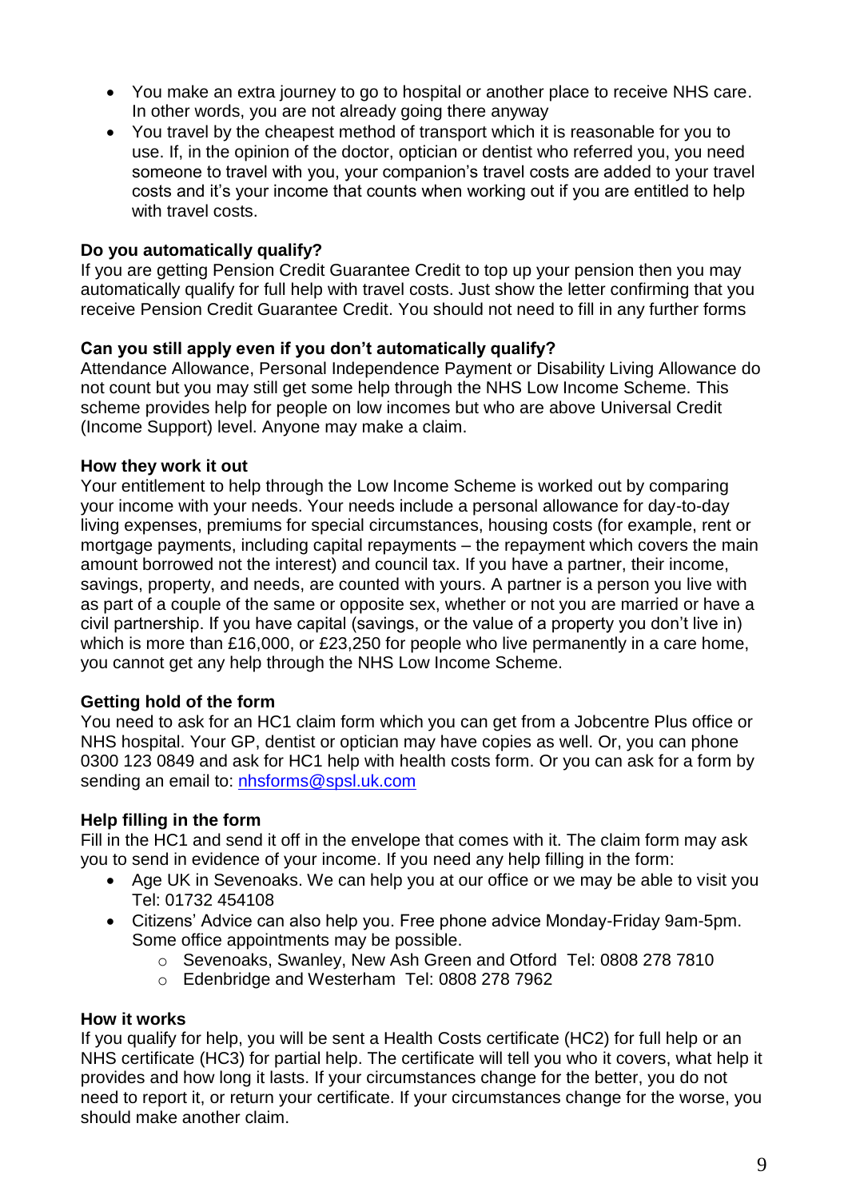- You make an extra journey to go to hospital or another place to receive NHS care. In other words, you are not already going there anyway
- You travel by the cheapest method of transport which it is reasonable for you to use. If, in the opinion of the doctor, optician or dentist who referred you, you need someone to travel with you, your companion's travel costs are added to your travel costs and it's your income that counts when working out if you are entitled to help with travel costs.

**Do you automatically qualify?**
If you are getting Pension Credit Guarantee Credit to top up your pension then you may automatically qualify for full help with travel costs. Just show the letter confirming that you receive Pension Credit Guarantee Credit. You should not need to fill in any further forms

**Can you still apply even if you don't automatically qualify?**
Attendance Allowance, Personal Independence Payment or Disability Living Allowance do not count but you may still get some help through the NHS Low Income Scheme. This scheme provides help for people on low incomes but who are above Universal Credit (Income Support) level. Anyone may make a claim.

**How they work it out**
Your entitlement to help through the Low Income Scheme is worked out by comparing your income with your needs. Your needs include a personal allowance for day-to-day living expenses, premiums for special circumstances, housing costs (for example, rent or mortgage payments, including capital repayments – the repayment which covers the main amount borrowed not the interest) and council tax. If you have a partner, their income, savings, property, and needs, are counted with yours. A partner is a person you live with as part of a couple of the same or opposite sex, whether or not you are married or have a civil partnership. If you have capital (savings, or the value of a property you don't live in) which is more than £16,000, or £23,250 for people who live permanently in a care home, you cannot get any help through the NHS Low Income Scheme.

**Getting hold of the form**
You need to ask for an HC1 claim form which you can get from a Jobcentre Plus office or NHS hospital. Your GP, dentist or optician may have copies as well. Or, you can phone 0300 123 0849 and ask for HC1 help with health costs form. Or you can ask for a form by sending an email to: nhsforms@spsl.uk.com

**Help filling in the form**
Fill in the HC1 and send it off in the envelope that comes with it. The claim form may ask you to send in evidence of your income. If you need any help filling in the form:

- Age UK in Sevenoaks. We can help you at our office or we may be able to visit you Tel: 01732 454108
- Citizens' Advice can also help you. Free phone advice Monday-Friday 9am-5pm. Some office appointments may be possible.
  - Sevenoaks, Swanley, New Ash Green and Otford  Tel: 0808 278 7810
  - Edenbridge and Westerham  Tel: 0808 278 7962

**How it works**
If you qualify for help, you will be sent a Health Costs certificate (HC2) for full help or an NHS certificate (HC3) for partial help. The certificate will tell you who it covers, what help it provides and how long it lasts. If your circumstances change for the better, you do not need to report it, or return your certificate. If your circumstances change for the worse, you should make another claim.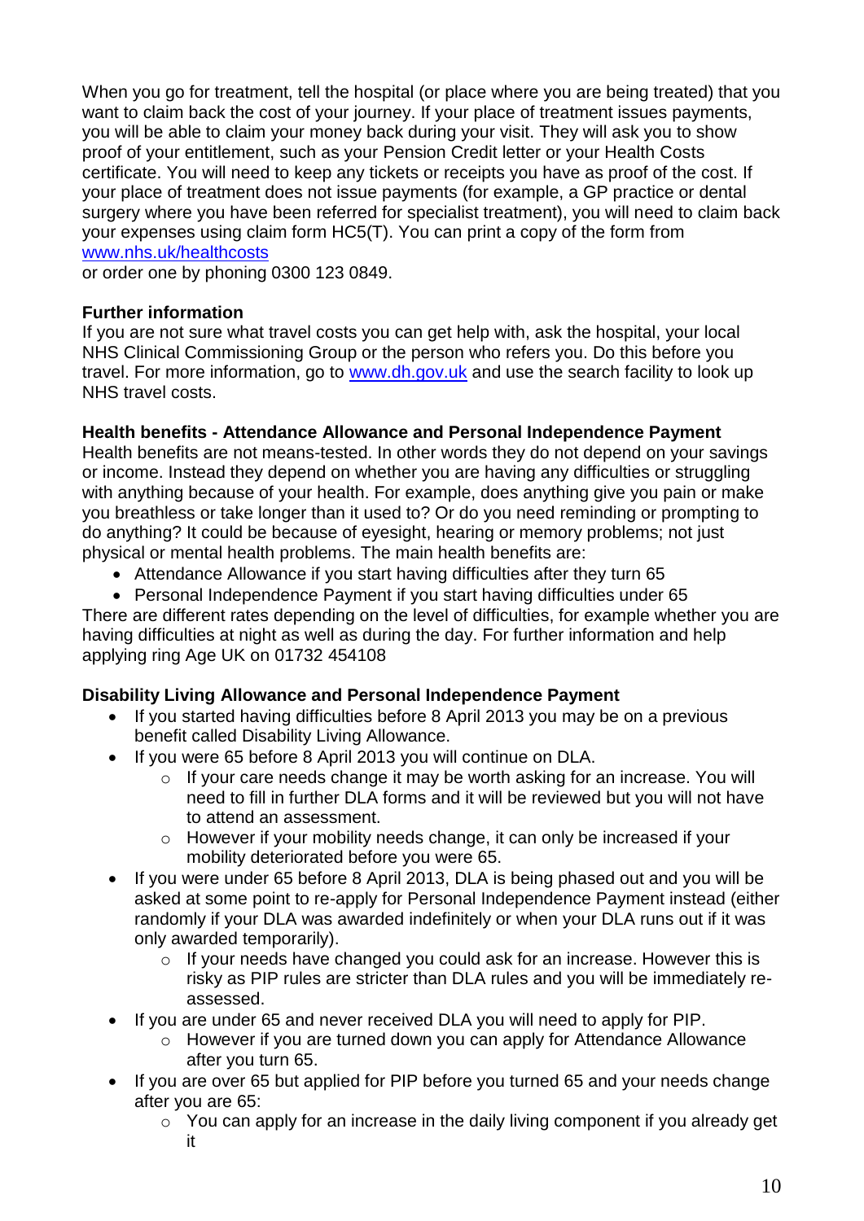When you go for treatment, tell the hospital (or place where you are being treated) that you want to claim back the cost of your journey. If your place of treatment issues payments, you will be able to claim your money back during your visit. They will ask you to show proof of your entitlement, such as your Pension Credit letter or your Health Costs certificate. You will need to keep any tickets or receipts you have as proof of the cost. If your place of treatment does not issue payments (for example, a GP practice or dental surgery where you have been referred for specialist treatment), you will need to claim back your expenses using claim form HC5(T). You can print a copy of the form from [www.nhs.uk/healthcosts](www.nhs.uk/healthcosts)
or order one by phoning 0300 123 0849.

**Further information**
If you are not sure what travel costs you can get help with, ask the hospital, your local NHS Clinical Commissioning Group or the person who refers you. Do this before you travel. For more information, go to [www.dh.gov.uk](www.dh.gov.uk) and use the search facility to look up NHS travel costs.

**Health benefits - Attendance Allowance and Personal Independence Payment**
Health benefits are not means-tested. In other words they do not depend on your savings or income. Instead they depend on whether you are having any difficulties or struggling with anything because of your health. For example, does anything give you pain or make you breathless or take longer than it used to? Or do you need reminding or prompting to do anything? It could be because of eyesight, hearing or memory problems; not just physical or mental health problems. The main health benefits are:

- Attendance Allowance if you start having difficulties after they turn 65
- Personal Independence Payment if you start having difficulties under 65

There are different rates depending on the level of difficulties, for example whether you are having difficulties at night as well as during the day. For further information and help applying ring Age UK on 01732 454108

**Disability Living Allowance and Personal Independence Payment**

- If you started having difficulties before 8 April 2013 you may be on a previous benefit called Disability Living Allowance.
- If you were 65 before 8 April 2013 you will continue on DLA.
  - If your care needs change it may be worth asking for an increase. You will need to fill in further DLA forms and it will be reviewed but you will not have to attend an assessment.
  - However if your mobility needs change, it can only be increased if your mobility deteriorated before you were 65.
- If you were under 65 before 8 April 2013, DLA is being phased out and you will be asked at some point to re-apply for Personal Independence Payment instead (either randomly if your DLA was awarded indefinitely or when your DLA runs out if it was only awarded temporarily).
  - If your needs have changed you could ask for an increase. However this is risky as PIP rules are stricter than DLA rules and you will be immediately re-assessed.
- If you are under 65 and never received DLA you will need to apply for PIP.
  - However if you are turned down you can apply for Attendance Allowance after you turn 65.
- If you are over 65 but applied for PIP before you turned 65 and your needs change after you are 65:
  - You can apply for an increase in the daily living component if you already get it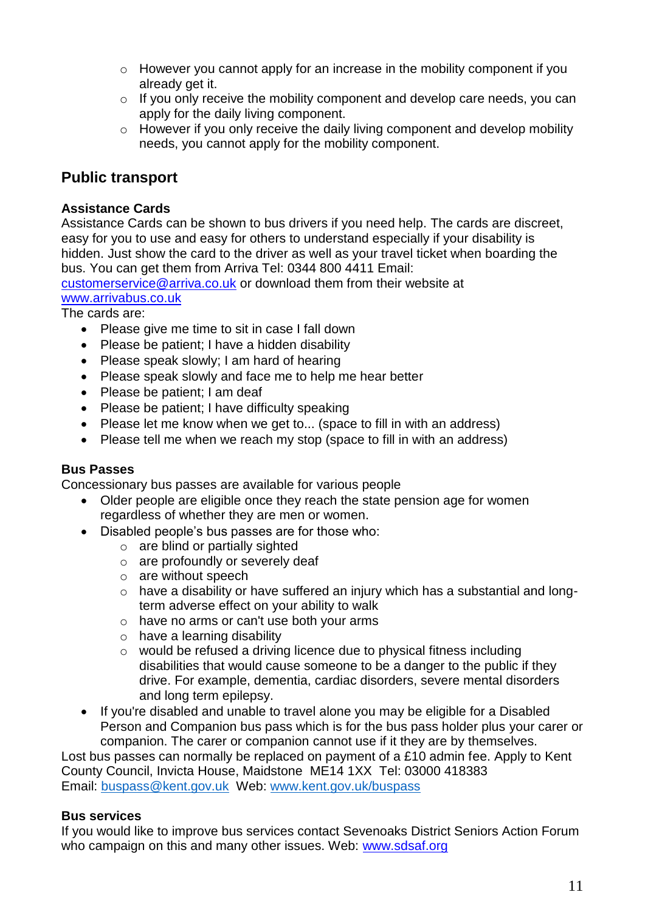- However you cannot apply for an increase in the mobility component if you already get it.
- If you only receive the mobility component and develop care needs, you can apply for the daily living component.
- However if you only receive the daily living component and develop mobility needs, you cannot apply for the mobility component.

## Public transport

**Assistance Cards**

Assistance Cards can be shown to bus drivers if you need help. The cards are discreet, easy for you to use and easy for others to understand especially if your disability is hidden. Just show the card to the driver as well as your travel ticket when boarding the bus. You can get them from Arriva Tel: 0344 800 4411 Email: customerservice@arriva.co.uk or download them from their website at www.arrivabus.co.uk

The cards are:

- Please give me time to sit in case I fall down
- Please be patient; I have a hidden disability
- Please speak slowly; I am hard of hearing
- Please speak slowly and face me to help me hear better
- Please be patient; I am deaf
- Please be patient; I have difficulty speaking
- Please let me know when we get to... (space to fill in with an address)
- Please tell me when we reach my stop (space to fill in with an address)

**Bus Passes**

Concessionary bus passes are available for various people

- Older people are eligible once they reach the state pension age for women regardless of whether they are men or women.
- Disabled people's bus passes are for those who:
  - are blind or partially sighted
  - are profoundly or severely deaf
  - are without speech
  - have a disability or have suffered an injury which has a substantial and long-term adverse effect on your ability to walk
  - have no arms or can't use both your arms
  - have a learning disability
  - would be refused a driving licence due to physical fitness including disabilities that would cause someone to be a danger to the public if they drive. For example, dementia, cardiac disorders, severe mental disorders and long term epilepsy.
- If you're disabled and unable to travel alone you may be eligible for a Disabled Person and Companion bus pass which is for the bus pass holder plus your carer or companion. The carer or companion cannot use if it they are by themselves.

Lost bus passes can normally be replaced on payment of a £10 admin fee. Apply to Kent County Council, Invicta House, Maidstone ME14 1XX Tel: 03000 418383
Email: buspass@kent.gov.uk Web: www.kent.gov.uk/buspass

**Bus services**

If you would like to improve bus services contact Sevenoaks District Seniors Action Forum who campaign on this and many other issues. Web: www.sdsaf.org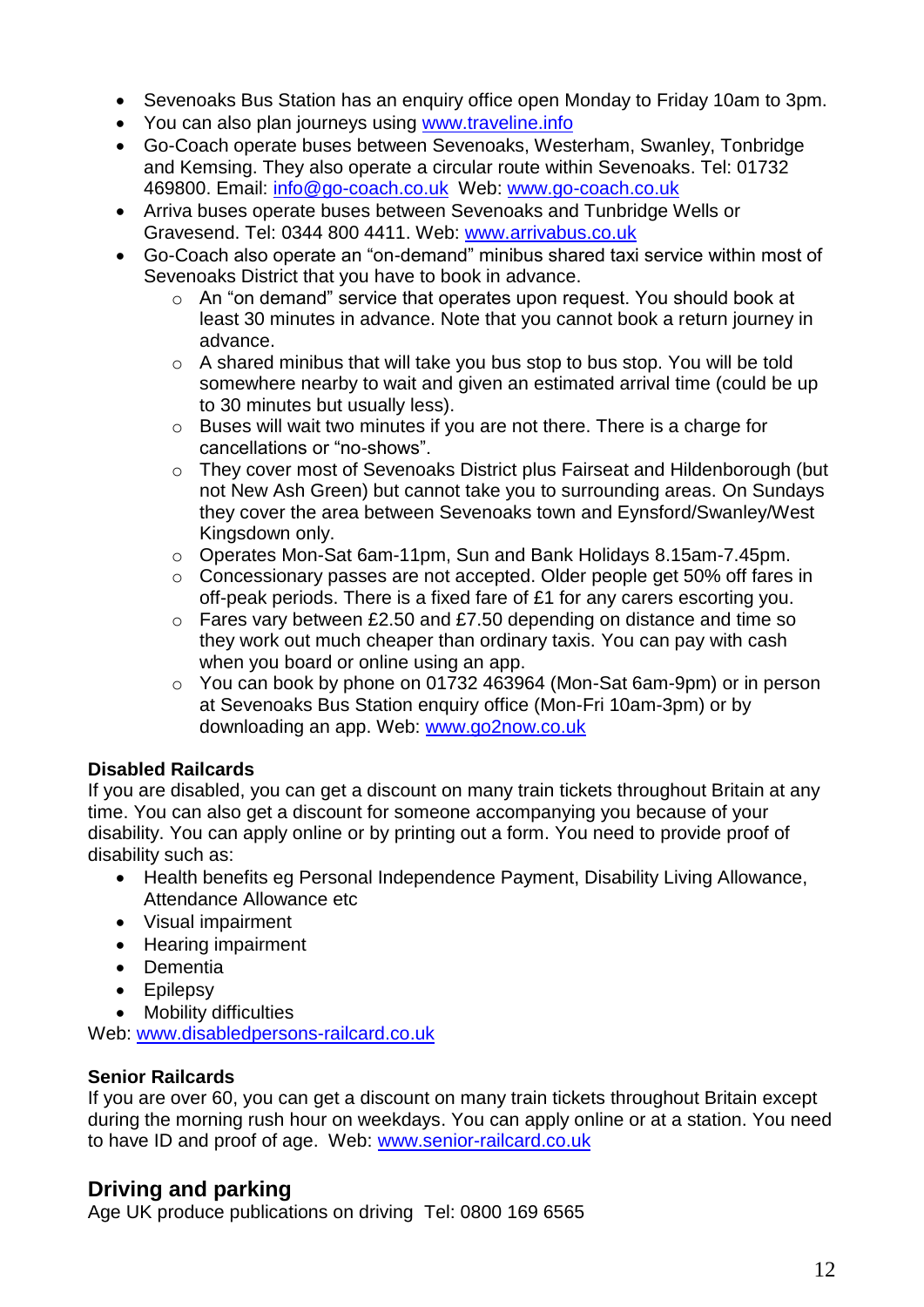- Sevenoaks Bus Station has an enquiry office open Monday to Friday 10am to 3pm.
- You can also plan journeys using www.traveline.info
- Go-Coach operate buses between Sevenoaks, Westerham, Swanley, Tonbridge and Kemsing. They also operate a circular route within Sevenoaks. Tel: 01732 469800. Email: info@go-coach.co.uk Web: www.go-coach.co.uk
- Arriva buses operate buses between Sevenoaks and Tunbridge Wells or Gravesend. Tel: 0344 800 4411. Web: www.arrivabus.co.uk
- Go-Coach also operate an "on-demand" minibus shared taxi service within most of Sevenoaks District that you have to book in advance.
  - An "on demand" service that operates upon request. You should book at least 30 minutes in advance. Note that you cannot book a return journey in advance.
  - A shared minibus that will take you bus stop to bus stop. You will be told somewhere nearby to wait and given an estimated arrival time (could be up to 30 minutes but usually less).
  - Buses will wait two minutes if you are not there. There is a charge for cancellations or "no-shows".
  - They cover most of Sevenoaks District plus Fairseat and Hildenborough (but not New Ash Green) but cannot take you to surrounding areas. On Sundays they cover the area between Sevenoaks town and Eynsford/Swanley/West Kingsdown only.
  - Operates Mon-Sat 6am-11pm, Sun and Bank Holidays 8.15am-7.45pm.
  - Concessionary passes are not accepted. Older people get 50% off fares in off-peak periods. There is a fixed fare of £1 for any carers escorting you.
  - Fares vary between £2.50 and £7.50 depending on distance and time so they work out much cheaper than ordinary taxis. You can pay with cash when you board or online using an app.
  - You can book by phone on 01732 463964 (Mon-Sat 6am-9pm) or in person at Sevenoaks Bus Station enquiry office (Mon-Fri 10am-3pm) or by downloading an app. Web: www.go2now.co.uk

**Disabled Railcards**

If you are disabled, you can get a discount on many train tickets throughout Britain at any time. You can also get a discount for someone accompanying you because of your disability. You can apply online or by printing out a form. You need to provide proof of disability such as:

- Health benefits eg Personal Independence Payment, Disability Living Allowance, Attendance Allowance etc
- Visual impairment
- Hearing impairment
- Dementia
- Epilepsy
- Mobility difficulties

Web: www.disabledpersons-railcard.co.uk

**Senior Railcards**

If you are over 60, you can get a discount on many train tickets throughout Britain except during the morning rush hour on weekdays. You can apply online or at a station. You need to have ID and proof of age. Web: www.senior-railcard.co.uk

## Driving and parking

Age UK produce publications on driving Tel: 0800 169 6565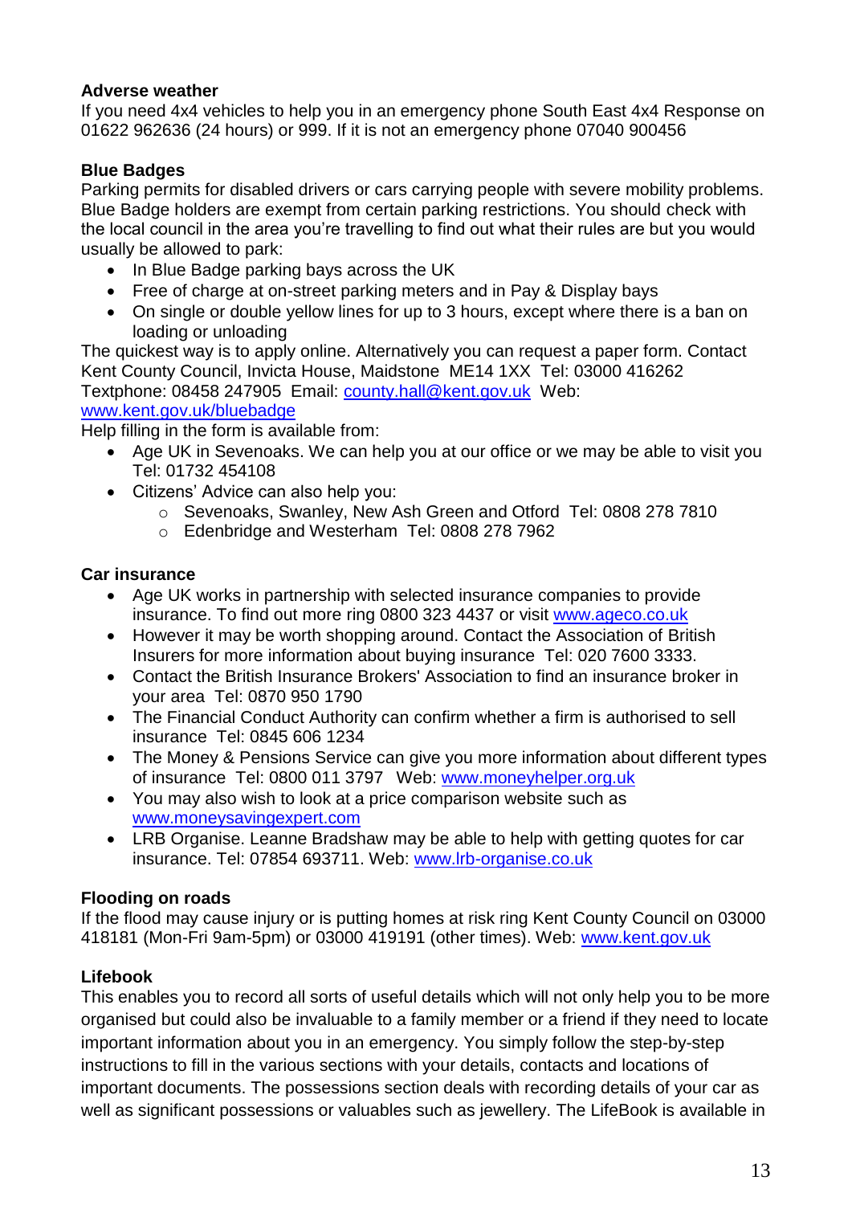**Adverse weather**
If you need 4x4 vehicles to help you in an emergency phone South East 4x4 Response on 01622 962636 (24 hours) or 999. If it is not an emergency phone 07040 900456

**Blue Badges**
Parking permits for disabled drivers or cars carrying people with severe mobility problems. Blue Badge holders are exempt from certain parking restrictions. You should check with the local council in the area you're travelling to find out what their rules are but you would usually be allowed to park:

- In Blue Badge parking bays across the UK
- Free of charge at on-street parking meters and in Pay & Display bays
- On single or double yellow lines for up to 3 hours, except where there is a ban on loading or unloading

The quickest way is to apply online. Alternatively you can request a paper form. Contact Kent County Council, Invicta House, Maidstone ME14 1XX Tel: 03000 416262 Textphone: 08458 247905 Email: county.hall@kent.gov.uk Web: www.kent.gov.uk/bluebadge
Help filling in the form is available from:

- Age UK in Sevenoaks. We can help you at our office or we may be able to visit you Tel: 01732 454108
- Citizens' Advice can also help you:
  - Sevenoaks, Swanley, New Ash Green and Otford Tel: 0808 278 7810
  - Edenbridge and Westerham Tel: 0808 278 7962

**Car insurance**

- Age UK works in partnership with selected insurance companies to provide insurance. To find out more ring 0800 323 4437 or visit www.ageco.co.uk
- However it may be worth shopping around. Contact the Association of British Insurers for more information about buying insurance Tel: 020 7600 3333.
- Contact the British Insurance Brokers' Association to find an insurance broker in your area Tel: 0870 950 1790
- The Financial Conduct Authority can confirm whether a firm is authorised to sell insurance Tel: 0845 606 1234
- The Money & Pensions Service can give you more information about different types of insurance Tel: 0800 011 3797 Web: www.moneyhelper.org.uk
- You may also wish to look at a price comparison website such as www.moneysavingexpert.com
- LRB Organise. Leanne Bradshaw may be able to help with getting quotes for car insurance. Tel: 07854 693711. Web: www.lrb-organise.co.uk

**Flooding on roads**
If the flood may cause injury or is putting homes at risk ring Kent County Council on 03000 418181 (Mon-Fri 9am-5pm) or 03000 419191 (other times). Web: www.kent.gov.uk

**Lifebook**
This enables you to record all sorts of useful details which will not only help you to be more organised but could also be invaluable to a family member or a friend if they need to locate important information about you in an emergency. You simply follow the step-by-step instructions to fill in the various sections with your details, contacts and locations of important documents. The possessions section deals with recording details of your car as well as significant possessions or valuables such as jewellery. The LifeBook is available in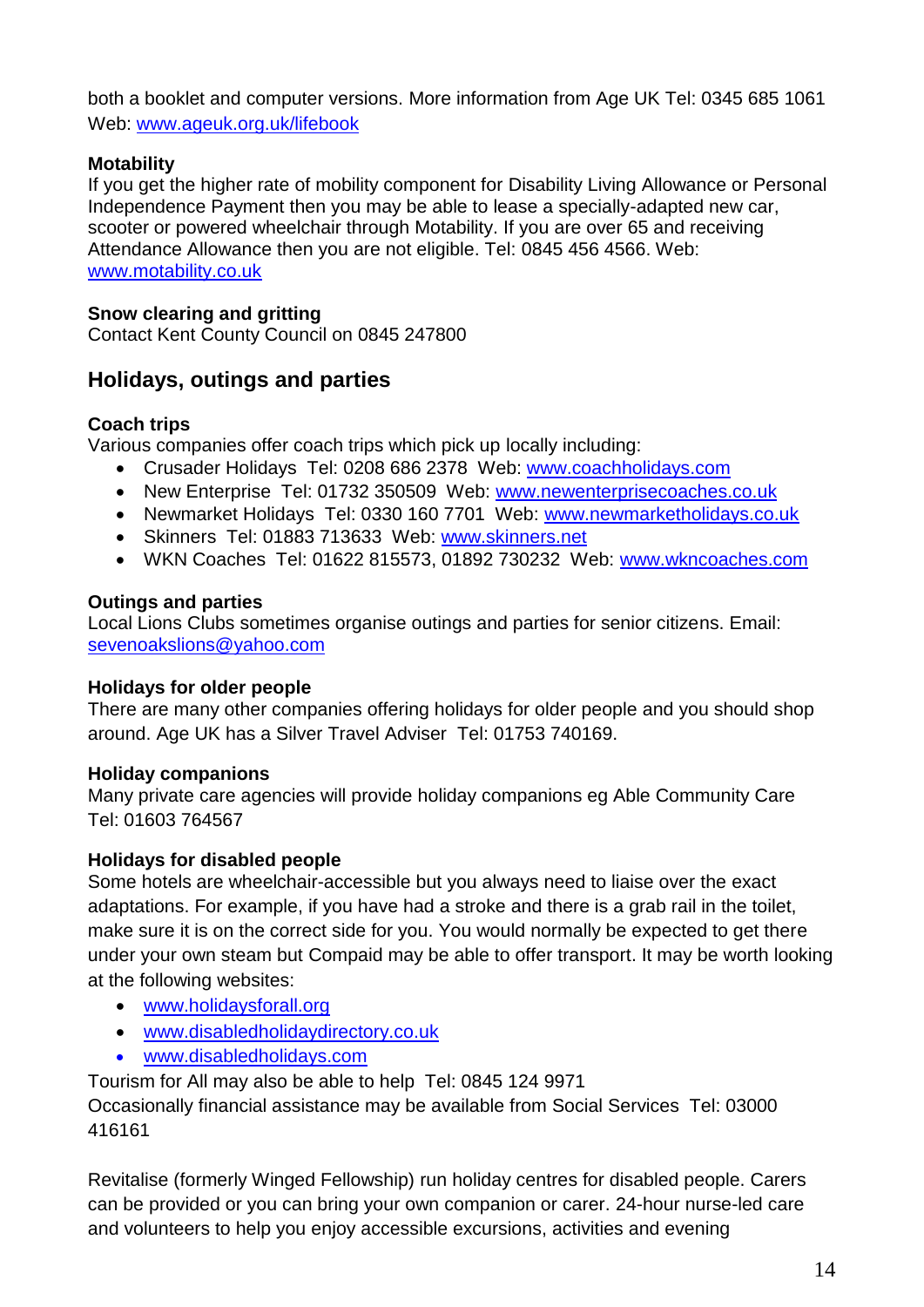both a booklet and computer versions. More information from Age UK Tel: 0345 685 1061 Web: www.ageuk.org.uk/lifebook

**Motability**
If you get the higher rate of mobility component for Disability Living Allowance or Personal Independence Payment then you may be able to lease a specially-adapted new car, scooter or powered wheelchair through Motability. If you are over 65 and receiving Attendance Allowance then you are not eligible. Tel: 0845 456 4566. Web: www.motability.co.uk

**Snow clearing and gritting**
Contact Kent County Council on 0845 247800

## Holidays, outings and parties

**Coach trips**
Various companies offer coach trips which pick up locally including:

- Crusader Holidays Tel: 0208 686 2378 Web: www.coachholidays.com
- New Enterprise Tel: 01732 350509 Web: www.newenterprisecoaches.co.uk
- Newmarket Holidays Tel: 0330 160 7701 Web: www.newmarketholidays.co.uk
- Skinners Tel: 01883 713633 Web: www.skinners.net
- WKN Coaches Tel: 01622 815573, 01892 730232 Web: www.wkncoaches.com

**Outings and parties**
Local Lions Clubs sometimes organise outings and parties for senior citizens. Email: sevenoakslions@yahoo.com

**Holidays for older people**
There are many other companies offering holidays for older people and you should shop around. Age UK has a Silver Travel Adviser Tel: 01753 740169.

**Holiday companions**
Many private care agencies will provide holiday companions eg Able Community Care Tel: 01603 764567

**Holidays for disabled people**
Some hotels are wheelchair-accessible but you always need to liaise over the exact adaptations. For example, if you have had a stroke and there is a grab rail in the toilet, make sure it is on the correct side for you. You would normally be expected to get there under your own steam but Compaid may be able to offer transport. It may be worth looking at the following websites:

- www.holidaysforall.org
- www.disabledholidaydirectory.co.uk
- www.disabledholidays.com

Tourism for All may also be able to help Tel: 0845 124 9971
Occasionally financial assistance may be available from Social Services Tel: 03000 416161

Revitalise (formerly Winged Fellowship) run holiday centres for disabled people. Carers can be provided or you can bring your own companion or carer. 24-hour nurse-led care and volunteers to help you enjoy accessible excursions, activities and evening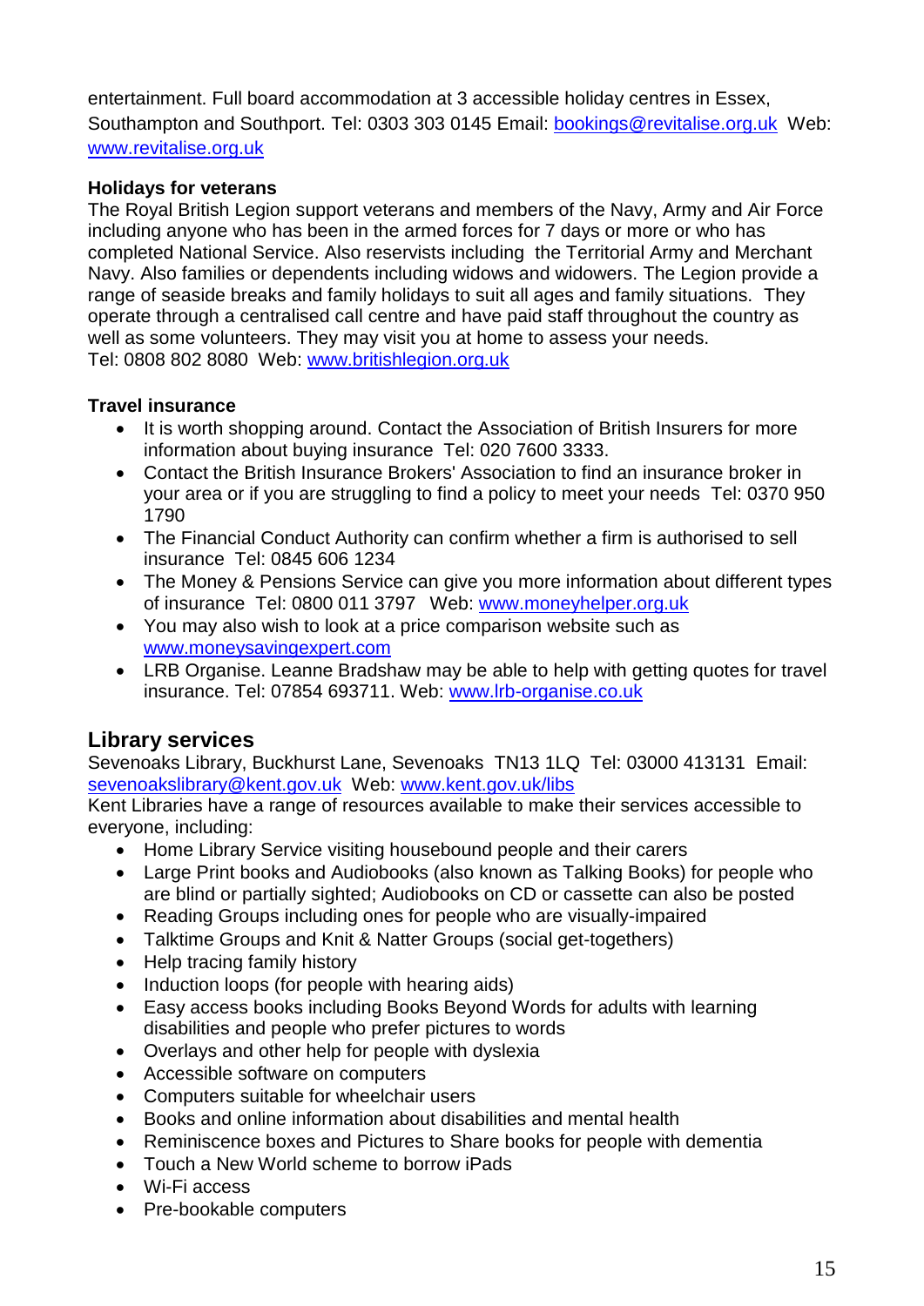entertainment. Full board accommodation at 3 accessible holiday centres in Essex, Southampton and Southport. Tel: 0303 303 0145 Email: bookings@revitalise.org.uk Web: www.revitalise.org.uk

**Holidays for veterans**

The Royal British Legion support veterans and members of the Navy, Army and Air Force including anyone who has been in the armed forces for 7 days or more or who has completed National Service. Also reservists including the Territorial Army and Merchant Navy. Also families or dependents including widows and widowers. The Legion provide a range of seaside breaks and family holidays to suit all ages and family situations. They operate through a centralised call centre and have paid staff throughout the country as well as some volunteers. They may visit you at home to assess your needs.
Tel: 0808 802 8080 Web: www.britishlegion.org.uk

**Travel insurance**

- It is worth shopping around. Contact the Association of British Insurers for more information about buying insurance Tel: 020 7600 3333.
- Contact the British Insurance Brokers' Association to find an insurance broker in your area or if you are struggling to find a policy to meet your needs Tel: 0370 950 1790
- The Financial Conduct Authority can confirm whether a firm is authorised to sell insurance Tel: 0845 606 1234
- The Money & Pensions Service can give you more information about different types of insurance Tel: 0800 011 3797 Web: www.moneyhelper.org.uk
- You may also wish to look at a price comparison website such as www.moneysavingexpert.com
- LRB Organise. Leanne Bradshaw may be able to help with getting quotes for travel insurance. Tel: 07854 693711. Web: www.lrb-organise.co.uk

## Library services

Sevenoaks Library, Buckhurst Lane, Sevenoaks TN13 1LQ Tel: 03000 413131 Email: sevenoakslibrary@kent.gov.uk Web: www.kent.gov.uk/libs
Kent Libraries have a range of resources available to make their services accessible to everyone, including:

- Home Library Service visiting housebound people and their carers
- Large Print books and Audiobooks (also known as Talking Books) for people who are blind or partially sighted; Audiobooks on CD or cassette can also be posted
- Reading Groups including ones for people who are visually-impaired
- Talktime Groups and Knit & Natter Groups (social get-togethers)
- Help tracing family history
- Induction loops (for people with hearing aids)
- Easy access books including Books Beyond Words for adults with learning disabilities and people who prefer pictures to words
- Overlays and other help for people with dyslexia
- Accessible software on computers
- Computers suitable for wheelchair users
- Books and online information about disabilities and mental health
- Reminiscence boxes and Pictures to Share books for people with dementia
- Touch a New World scheme to borrow iPads
- Wi-Fi access
- Pre-bookable computers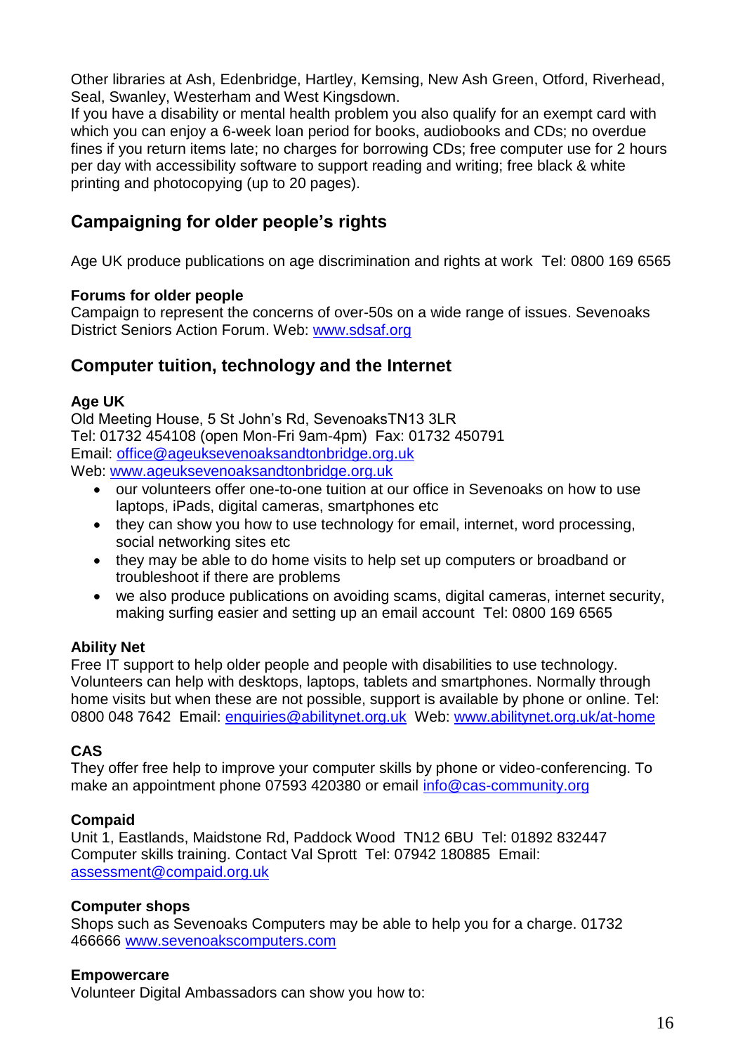Other libraries at Ash, Edenbridge, Hartley, Kemsing, New Ash Green, Otford, Riverhead, Seal, Swanley, Westerham and West Kingsdown.
If you have a disability or mental health problem you also qualify for an exempt card with which you can enjoy a 6-week loan period for books, audiobooks and CDs; no overdue fines if you return items late; no charges for borrowing CDs; free computer use for 2 hours per day with accessibility software to support reading and writing; free black & white printing and photocopying (up to 20 pages).

## Campaigning for older people's rights

Age UK produce publications on age discrimination and rights at work  Tel: 0800 169 6565

**Forums for older people**
Campaign to represent the concerns of over-50s on a wide range of issues. Sevenoaks District Seniors Action Forum. Web: www.sdsaf.org

## Computer tuition, technology and the Internet

**Age UK**
Old Meeting House, 5 St John's Rd, SevenoaksTN13 3LR
Tel: 01732 454108 (open Mon-Fri 9am-4pm)  Fax: 01732 450791
Email: office@ageuksevenoaksandtonbridge.org.uk
Web: www.ageuksevenoaksandtonbridge.org.uk

- our volunteers offer one-to-one tuition at our office in Sevenoaks on how to use laptops, iPads, digital cameras, smartphones etc
- they can show you how to use technology for email, internet, word processing, social networking sites etc
- they may be able to do home visits to help set up computers or broadband or troubleshoot if there are problems
- we also produce publications on avoiding scams, digital cameras, internet security, making surfing easier and setting up an email account  Tel: 0800 169 6565

**Ability Net**
Free IT support to help older people and people with disabilities to use technology. Volunteers can help with desktops, laptops, tablets and smartphones. Normally through home visits but when these are not possible, support is available by phone or online. Tel: 0800 048 7642  Email: enquiries@abilitynet.org.uk  Web: www.abilitynet.org.uk/at-home

**CAS**
They offer free help to improve your computer skills by phone or video-conferencing. To make an appointment phone 07593 420380 or email info@cas-community.org

**Compaid**
Unit 1, Eastlands, Maidstone Rd, Paddock Wood  TN12 6BU  Tel: 01892 832447
Computer skills training. Contact Val Sprott  Tel: 07942 180885  Email: assessment@compaid.org.uk

**Computer shops**
Shops such as Sevenoaks Computers may be able to help you for a charge. 01732 466666 www.sevenoakscomputers.com

**Empowercare**
Volunteer Digital Ambassadors can show you how to: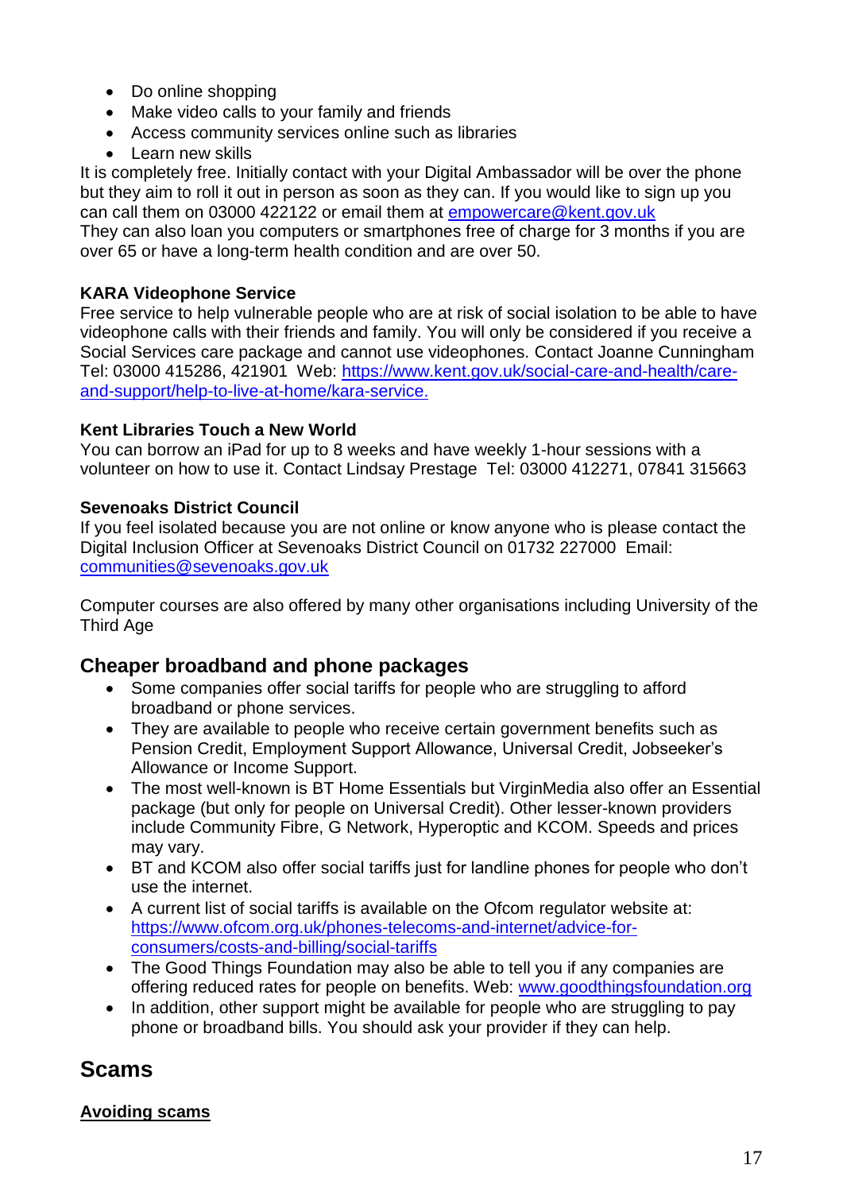- Do online shopping
- Make video calls to your family and friends
- Access community services online such as libraries
- Learn new skills

It is completely free. Initially contact with your Digital Ambassador will be over the phone but they aim to roll it out in person as soon as they can. If you would like to sign up you can call them on 03000 422122 or email them at empowercare@kent.gov.uk

They can also loan you computers or smartphones free of charge for 3 months if you are over 65 or have a long-term health condition and are over 50.

**KARA Videophone Service**

Free service to help vulnerable people who are at risk of social isolation to be able to have videophone calls with their friends and family. You will only be considered if you receive a Social Services care package and cannot use videophones. Contact Joanne Cunningham Tel: 03000 415286, 421901 Web: https://www.kent.gov.uk/social-care-and-health/care-and-support/help-to-live-at-home/kara-service.

**Kent Libraries Touch a New World**

You can borrow an iPad for up to 8 weeks and have weekly 1-hour sessions with a volunteer on how to use it. Contact Lindsay Prestage Tel: 03000 412271, 07841 315663

**Sevenoaks District Council**

If you feel isolated because you are not online or know anyone who is please contact the Digital Inclusion Officer at Sevenoaks District Council on 01732 227000 Email: communities@sevenoaks.gov.uk

Computer courses are also offered by many other organisations including University of the Third Age

## Cheaper broadband and phone packages

- Some companies offer social tariffs for people who are struggling to afford broadband or phone services.
- They are available to people who receive certain government benefits such as Pension Credit, Employment Support Allowance, Universal Credit, Jobseeker's Allowance or Income Support.
- The most well-known is BT Home Essentials but VirginMedia also offer an Essential package (but only for people on Universal Credit). Other lesser-known providers include Community Fibre, G Network, Hyperoptic and KCOM. Speeds and prices may vary.
- BT and KCOM also offer social tariffs just for landline phones for people who don't use the internet.
- A current list of social tariffs is available on the Ofcom regulator website at: https://www.ofcom.org.uk/phones-telecoms-and-internet/advice-for-consumers/costs-and-billing/social-tariffs
- The Good Things Foundation may also be able to tell you if any companies are offering reduced rates for people on benefits. Web: www.goodthingsfoundation.org
- In addition, other support might be available for people who are struggling to pay phone or broadband bills. You should ask your provider if they can help.

# Scams

**Avoiding scams**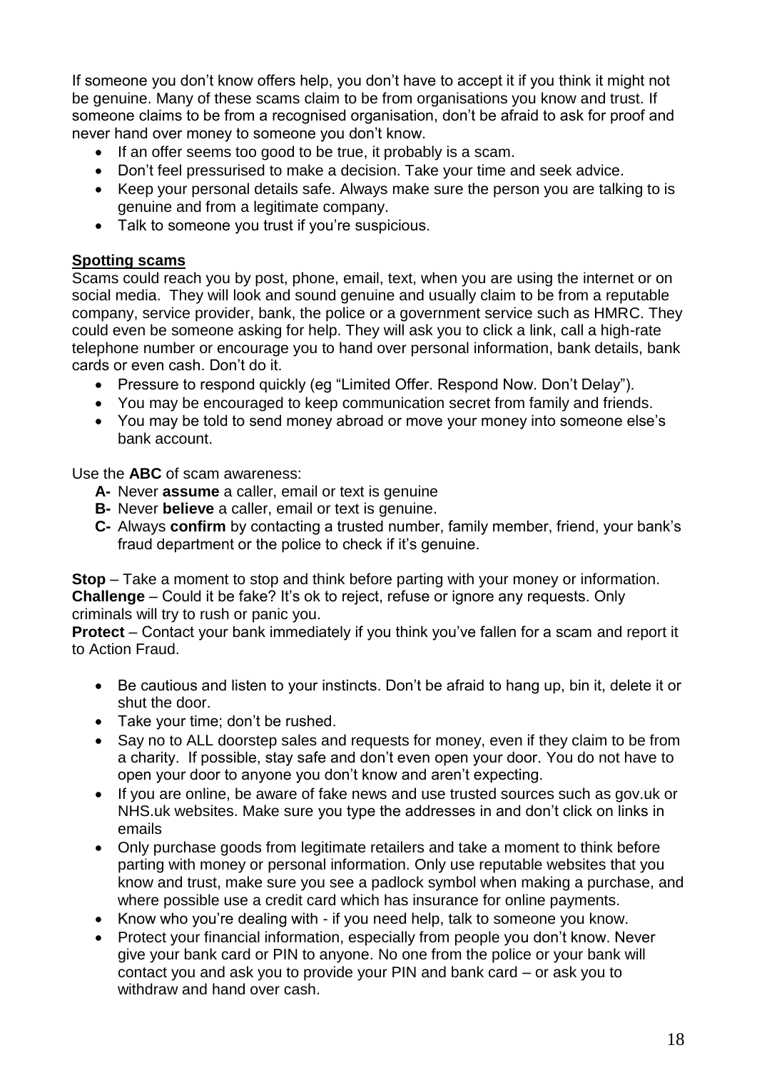If someone you don't know offers help, you don't have to accept it if you think it might not be genuine. Many of these scams claim to be from organisations you know and trust. If someone claims to be from a recognised organisation, don't be afraid to ask for proof and never hand over money to someone you don't know.

- If an offer seems too good to be true, it probably is a scam.
- Don't feel pressurised to make a decision. Take your time and seek advice.
- Keep your personal details safe. Always make sure the person you are talking to is genuine and from a legitimate company.
- Talk to someone you trust if you're suspicious.

**Spotting scams**

Scams could reach you by post, phone, email, text, when you are using the internet or on social media. They will look and sound genuine and usually claim to be from a reputable company, service provider, bank, the police or a government service such as HMRC. They could even be someone asking for help. They will ask you to click a link, call a high-rate telephone number or encourage you to hand over personal information, bank details, bank cards or even cash. Don't do it.

- Pressure to respond quickly (eg "Limited Offer. Respond Now. Don't Delay").
- You may be encouraged to keep communication secret from family and friends.
- You may be told to send money abroad or move your money into someone else's bank account.

Use the **ABC** of scam awareness:

- **A-** Never **assume** a caller, email or text is genuine
- **B-** Never **believe** a caller, email or text is genuine.
- **C-** Always **confirm** by contacting a trusted number, family member, friend, your bank's fraud department or the police to check if it's genuine.

**Stop** – Take a moment to stop and think before parting with your money or information.
**Challenge** – Could it be fake? It's ok to reject, refuse or ignore any requests. Only criminals will try to rush or panic you.
**Protect** – Contact your bank immediately if you think you've fallen for a scam and report it to Action Fraud.

- Be cautious and listen to your instincts. Don't be afraid to hang up, bin it, delete it or shut the door.
- Take your time; don't be rushed.
- Say no to ALL doorstep sales and requests for money, even if they claim to be from a charity. If possible, stay safe and don't even open your door. You do not have to open your door to anyone you don't know and aren't expecting.
- If you are online, be aware of fake news and use trusted sources such as gov.uk or NHS.uk websites. Make sure you type the addresses in and don't click on links in emails
- Only purchase goods from legitimate retailers and take a moment to think before parting with money or personal information. Only use reputable websites that you know and trust, make sure you see a padlock symbol when making a purchase, and where possible use a credit card which has insurance for online payments.
- Know who you're dealing with - if you need help, talk to someone you know.
- Protect your financial information, especially from people you don't know. Never give your bank card or PIN to anyone. No one from the police or your bank will contact you and ask you to provide your PIN and bank card – or ask you to withdraw and hand over cash.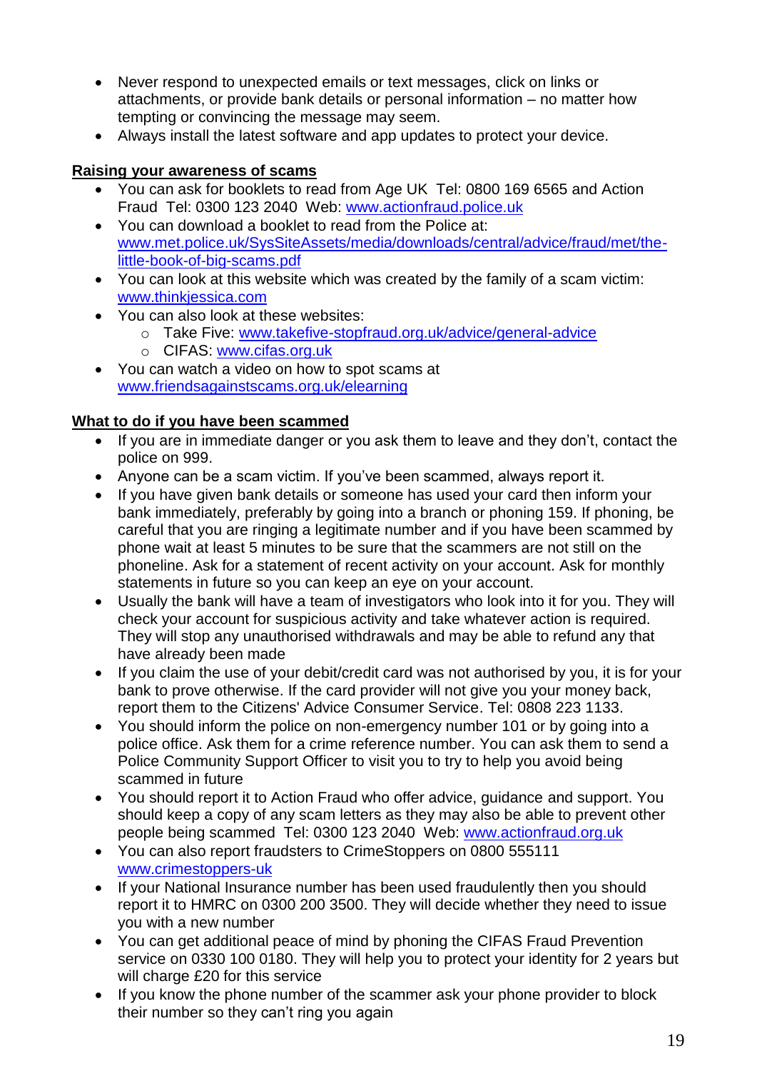- Never respond to unexpected emails or text messages, click on links or attachments, or provide bank details or personal information – no matter how tempting or convincing the message may seem.
- Always install the latest software and app updates to protect your device.

**Raising your awareness of scams**

- You can ask for booklets to read from Age UK Tel: 0800 169 6565 and Action Fraud Tel: 0300 123 2040 Web: www.actionfraud.police.uk
- You can download a booklet to read from the Police at: www.met.police.uk/SysSiteAssets/media/downloads/central/advice/fraud/met/the-little-book-of-big-scams.pdf
- You can look at this website which was created by the family of a scam victim: www.thinkjessica.com
- You can also look at these websites:
  - Take Five: www.takefive-stopfraud.org.uk/advice/general-advice
  - CIFAS: www.cifas.org.uk
- You can watch a video on how to spot scams at www.friendsagainstscams.org.uk/elearning

**What to do if you have been scammed**

- If you are in immediate danger or you ask them to leave and they don't, contact the police on 999.
- Anyone can be a scam victim. If you've been scammed, always report it.
- If you have given bank details or someone has used your card then inform your bank immediately, preferably by going into a branch or phoning 159. If phoning, be careful that you are ringing a legitimate number and if you have been scammed by phone wait at least 5 minutes to be sure that the scammers are not still on the phoneline. Ask for a statement of recent activity on your account. Ask for monthly statements in future so you can keep an eye on your account.
- Usually the bank will have a team of investigators who look into it for you. They will check your account for suspicious activity and take whatever action is required. They will stop any unauthorised withdrawals and may be able to refund any that have already been made
- If you claim the use of your debit/credit card was not authorised by you, it is for your bank to prove otherwise. If the card provider will not give you your money back, report them to the Citizens' Advice Consumer Service. Tel: 0808 223 1133.
- You should inform the police on non-emergency number 101 or by going into a police office. Ask them for a crime reference number. You can ask them to send a Police Community Support Officer to visit you to try to help you avoid being scammed in future
- You should report it to Action Fraud who offer advice, guidance and support. You should keep a copy of any scam letters as they may also be able to prevent other people being scammed Tel: 0300 123 2040 Web: www.actionfraud.org.uk
- You can also report fraudsters to CrimeStoppers on 0800 555111 www.crimestoppers-uk
- If your National Insurance number has been used fraudulently then you should report it to HMRC on 0300 200 3500. They will decide whether they need to issue you with a new number
- You can get additional peace of mind by phoning the CIFAS Fraud Prevention service on 0330 100 0180. They will help you to protect your identity for 2 years but will charge £20 for this service
- If you know the phone number of the scammer ask your phone provider to block their number so they can't ring you again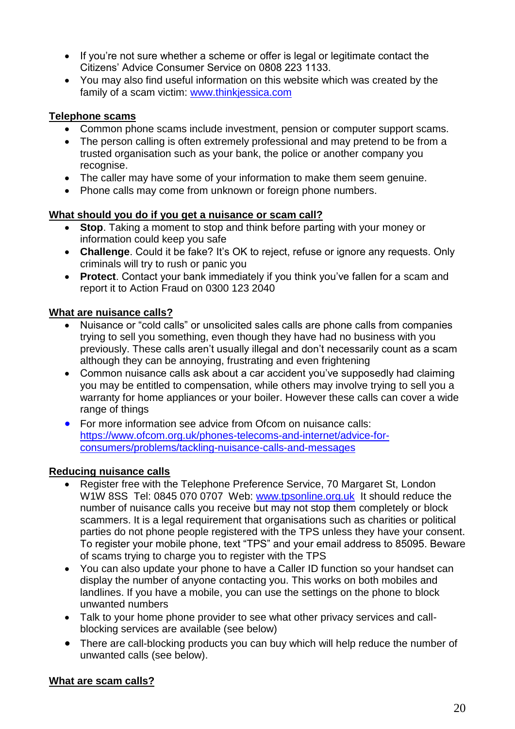- If you're not sure whether a scheme or offer is legal or legitimate contact the Citizens' Advice Consumer Service on 0808 223 1133.
- You may also find useful information on this website which was created by the family of a scam victim: [www.thinkjessica.com](http://www.thinkjessica.com)

## Telephone scams

- Common phone scams include investment, pension or computer support scams.
- The person calling is often extremely professional and may pretend to be from a trusted organisation such as your bank, the police or another company you recognise.
- The caller may have some of your information to make them seem genuine.
- Phone calls may come from unknown or foreign phone numbers.

## What should you do if you get a nuisance or scam call?

- **Stop**. Taking a moment to stop and think before parting with your money or information could keep you safe
- **Challenge**. Could it be fake? It's OK to reject, refuse or ignore any requests. Only criminals will try to rush or panic you
- **Protect**. Contact your bank immediately if you think you've fallen for a scam and report it to Action Fraud on 0300 123 2040

## What are nuisance calls?

- Nuisance or "cold calls" or unsolicited sales calls are phone calls from companies trying to sell you something, even though they have had no business with you previously. These calls aren't usually illegal and don't necessarily count as a scam although they can be annoying, frustrating and even frightening
- Common nuisance calls ask about a car accident you've supposedly had claiming you may be entitled to compensation, while others may involve trying to sell you a warranty for home appliances or your boiler. However these calls can cover a wide range of things
- For more information see advice from Ofcom on nuisance calls: [https://www.ofcom.org.uk/phones-telecoms-and-internet/advice-for-consumers/problems/tackling-nuisance-calls-and-messages](https://www.ofcom.org.uk/phones-telecoms-and-internet/advice-for-consumers/problems/tackling-nuisance-calls-and-messages)

## Reducing nuisance calls

- Register free with the Telephone Preference Service, 70 Margaret St, London W1W 8SS Tel: 0845 070 0707 Web: [www.tpsonline.org.uk](http://www.tpsonline.org.uk) It should reduce the number of nuisance calls you receive but may not stop them completely or block scammers. It is a legal requirement that organisations such as charities or political parties do not phone people registered with the TPS unless they have your consent. To register your mobile phone, text "TPS" and your email address to 85095. Beware of scams trying to charge you to register with the TPS
- You can also update your phone to have a Caller ID function so your handset can display the number of anyone contacting you. This works on both mobiles and landlines. If you have a mobile, you can use the settings on the phone to block unwanted numbers
- Talk to your home phone provider to see what other privacy services and call-blocking services are available (see below)
- There are call-blocking products you can buy which will help reduce the number of unwanted calls (see below).

## What are scam calls?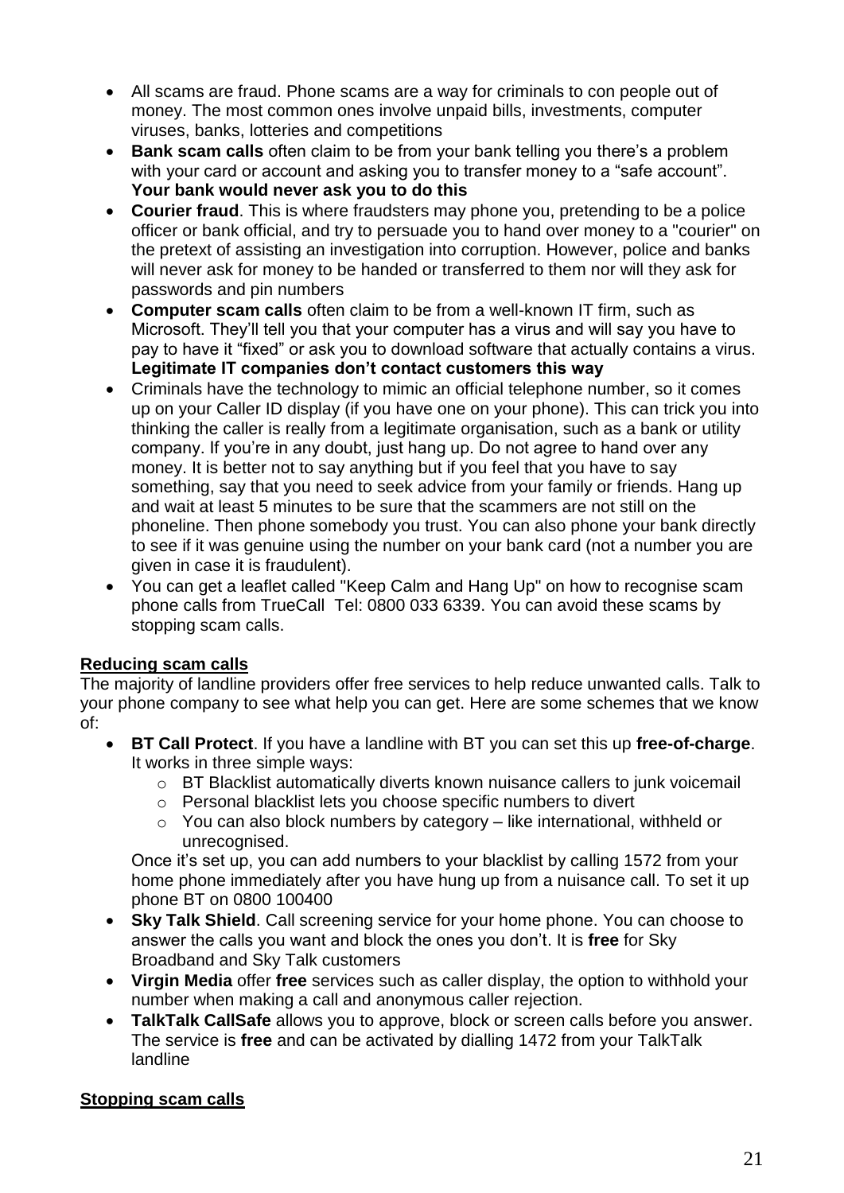- All scams are fraud. Phone scams are a way for criminals to con people out of money. The most common ones involve unpaid bills, investments, computer viruses, banks, lotteries and competitions
- **Bank scam calls** often claim to be from your bank telling you there's a problem with your card or account and asking you to transfer money to a "safe account". **Your bank would never ask you to do this**
- **Courier fraud**. This is where fraudsters may phone you, pretending to be a police officer or bank official, and try to persuade you to hand over money to a "courier" on the pretext of assisting an investigation into corruption. However, police and banks will never ask for money to be handed or transferred to them nor will they ask for passwords and pin numbers
- **Computer scam calls** often claim to be from a well-known IT firm, such as Microsoft. They'll tell you that your computer has a virus and will say you have to pay to have it "fixed" or ask you to download software that actually contains a virus. **Legitimate IT companies don't contact customers this way**
- Criminals have the technology to mimic an official telephone number, so it comes up on your Caller ID display (if you have one on your phone). This can trick you into thinking the caller is really from a legitimate organisation, such as a bank or utility company. If you're in any doubt, just hang up. Do not agree to hand over any money. It is better not to say anything but if you feel that you have to say something, say that you need to seek advice from your family or friends. Hang up and wait at least 5 minutes to be sure that the scammers are not still on the phoneline. Then phone somebody you trust. You can also phone your bank directly to see if it was genuine using the number on your bank card (not a number you are given in case it is fraudulent).
- You can get a leaflet called "Keep Calm and Hang Up" on how to recognise scam phone calls from TrueCall Tel: 0800 033 6339. You can avoid these scams by stopping scam calls.

## Reducing scam calls

The majority of landline providers offer free services to help reduce unwanted calls. Talk to your phone company to see what help you can get. Here are some schemes that we know of:

- **BT Call Protect**. If you have a landline with BT you can set this up **free-of-charge**. It works in three simple ways:
  - BT Blacklist automatically diverts known nuisance callers to junk voicemail
  - Personal blacklist lets you choose specific numbers to divert
  - You can also block numbers by category – like international, withheld or unrecognised.

  Once it's set up, you can add numbers to your blacklist by calling 1572 from your home phone immediately after you have hung up from a nuisance call. To set it up phone BT on 0800 100400
- **Sky Talk Shield**. Call screening service for your home phone. You can choose to answer the calls you want and block the ones you don't. It is **free** for Sky Broadband and Sky Talk customers
- **Virgin Media** offer **free** services such as caller display, the option to withhold your number when making a call and anonymous caller rejection.
- **TalkTalk CallSafe** allows you to approve, block or screen calls before you answer. The service is **free** and can be activated by dialling 1472 from your TalkTalk landline

## Stopping scam calls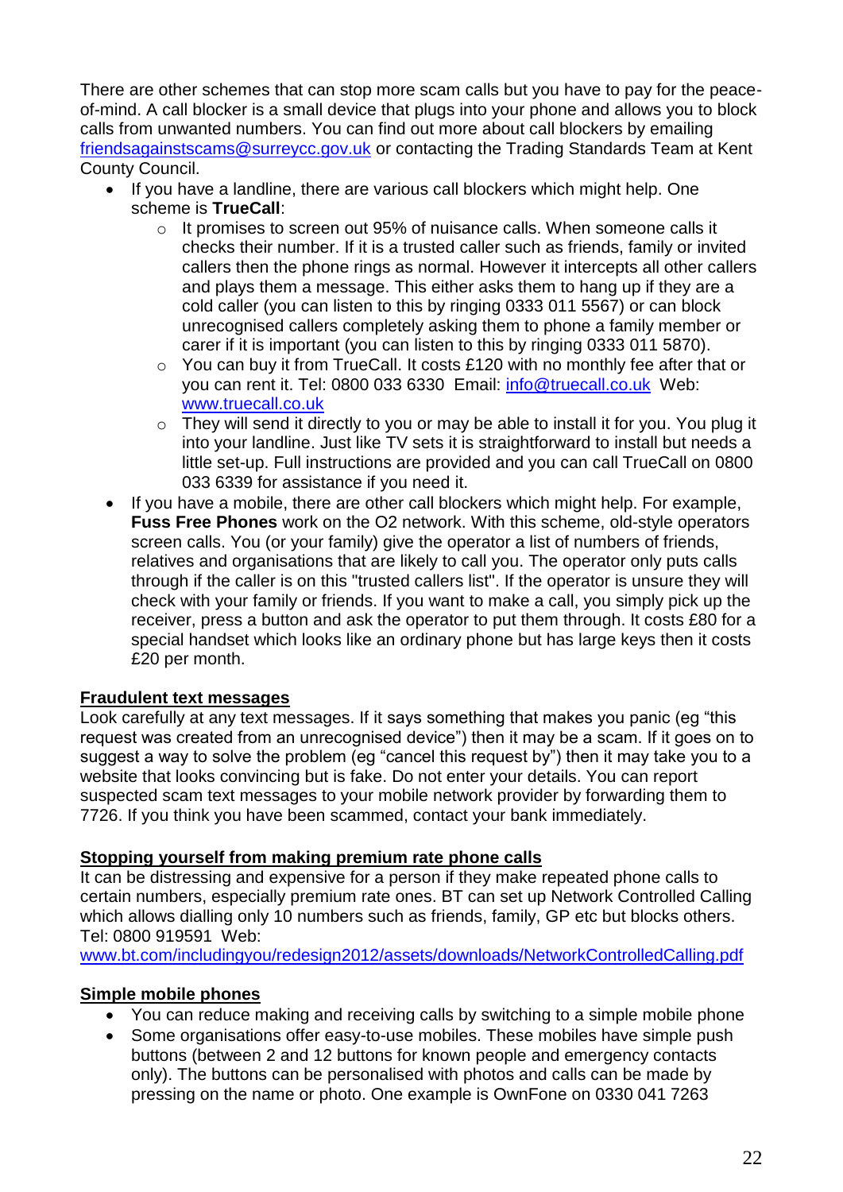There are other schemes that can stop more scam calls but you have to pay for the peace-of-mind. A call blocker is a small device that plugs into your phone and allows you to block calls from unwanted numbers. You can find out more about call blockers by emailing friendsagainstscams@surreycc.gov.uk or contacting the Trading Standards Team at Kent County Council.

- If you have a landline, there are various call blockers which might help. One scheme is **TrueCall**:
  - It promises to screen out 95% of nuisance calls. When someone calls it checks their number. If it is a trusted caller such as friends, family or invited callers then the phone rings as normal. However it intercepts all other callers and plays them a message. This either asks them to hang up if they are a cold caller (you can listen to this by ringing 0333 011 5567) or can block unrecognised callers completely asking them to phone a family member or carer if it is important (you can listen to this by ringing 0333 011 5870).
  - You can buy it from TrueCall. It costs £120 with no monthly fee after that or you can rent it. Tel: 0800 033 6330 Email: info@truecall.co.uk Web: www.truecall.co.uk
  - They will send it directly to you or may be able to install it for you. You plug it into your landline. Just like TV sets it is straightforward to install but needs a little set-up. Full instructions are provided and you can call TrueCall on 0800 033 6339 for assistance if you need it.
- If you have a mobile, there are other call blockers which might help. For example, **Fuss Free Phones** work on the O2 network. With this scheme, old-style operators screen calls. You (or your family) give the operator a list of numbers of friends, relatives and organisations that are likely to call you. The operator only puts calls through if the caller is on this "trusted callers list". If the operator is unsure they will check with your family or friends. If you want to make a call, you simply pick up the receiver, press a button and ask the operator to put them through. It costs £80 for a special handset which looks like an ordinary phone but has large keys then it costs £20 per month.

**Fraudulent text messages**

Look carefully at any text messages. If it says something that makes you panic (eg "this request was created from an unrecognised device") then it may be a scam. If it goes on to suggest a way to solve the problem (eg "cancel this request by") then it may take you to a website that looks convincing but is fake. Do not enter your details. You can report suspected scam text messages to your mobile network provider by forwarding them to 7726. If you think you have been scammed, contact your bank immediately.

**Stopping yourself from making premium rate phone calls**

It can be distressing and expensive for a person if they make repeated phone calls to certain numbers, especially premium rate ones. BT can set up Network Controlled Calling which allows dialling only 10 numbers such as friends, family, GP etc but blocks others. Tel: 0800 919591 Web: www.bt.com/includingyou/redesign2012/assets/downloads/NetworkControlledCalling.pdf

**Simple mobile phones**

- You can reduce making and receiving calls by switching to a simple mobile phone
- Some organisations offer easy-to-use mobiles. These mobiles have simple push buttons (between 2 and 12 buttons for known people and emergency contacts only). The buttons can be personalised with photos and calls can be made by pressing on the name or photo. One example is OwnFone on 0330 041 7263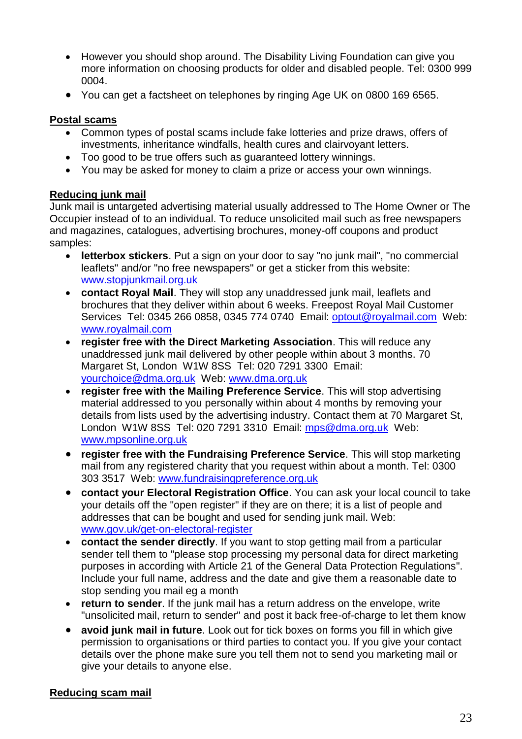- However you should shop around. The Disability Living Foundation can give you more information on choosing products for older and disabled people. Tel: 0300 999 0004.
- You can get a factsheet on telephones by ringing Age UK on 0800 169 6565.

**Postal scams**

- Common types of postal scams include fake lotteries and prize draws, offers of investments, inheritance windfalls, health cures and clairvoyant letters.
- Too good to be true offers such as guaranteed lottery winnings.
- You may be asked for money to claim a prize or access your own winnings.

**Reducing junk mail**

Junk mail is untargeted advertising material usually addressed to The Home Owner or The Occupier instead of to an individual. To reduce unsolicited mail such as free newspapers and magazines, catalogues, advertising brochures, money-off coupons and product samples:

- **letterbox stickers**. Put a sign on your door to say "no junk mail", "no commercial leaflets" and/or "no free newspapers" or get a sticker from this website: www.stopjunkmail.org.uk
- **contact Royal Mail**. They will stop any unaddressed junk mail, leaflets and brochures that they deliver within about 6 weeks. Freepost Royal Mail Customer Services Tel: 0345 266 0858, 0345 774 0740 Email: optout@royalmail.com Web: www.royalmail.com
- **register free with the Direct Marketing Association**. This will reduce any unaddressed junk mail delivered by other people within about 3 months. 70 Margaret St, London W1W 8SS Tel: 020 7291 3300 Email: yourchoice@dma.org.uk Web: www.dma.org.uk
- **register free with the Mailing Preference Service**. This will stop advertising material addressed to you personally within about 4 months by removing your details from lists used by the advertising industry. Contact them at 70 Margaret St, London W1W 8SS Tel: 020 7291 3310 Email: mps@dma.org.uk Web: www.mpsonline.org.uk
- **register free with the Fundraising Preference Service**. This will stop marketing mail from any registered charity that you request within about a month. Tel: 0300 303 3517 Web: www.fundraisingpreference.org.uk
- **contact your Electoral Registration Office**. You can ask your local council to take your details off the "open register" if they are on there; it is a list of people and addresses that can be bought and used for sending junk mail. Web: www.gov.uk/get-on-electoral-register
- **contact the sender directly**. If you want to stop getting mail from a particular sender tell them to "please stop processing my personal data for direct marketing purposes in according with Article 21 of the General Data Protection Regulations". Include your full name, address and the date and give them a reasonable date to stop sending you mail eg a month
- **return to sender**. If the junk mail has a return address on the envelope, write "unsolicited mail, return to sender" and post it back free-of-charge to let them know
- **avoid junk mail in future**. Look out for tick boxes on forms you fill in which give permission to organisations or third parties to contact you. If you give your contact details over the phone make sure you tell them not to send you marketing mail or give your details to anyone else.

**Reducing scam mail**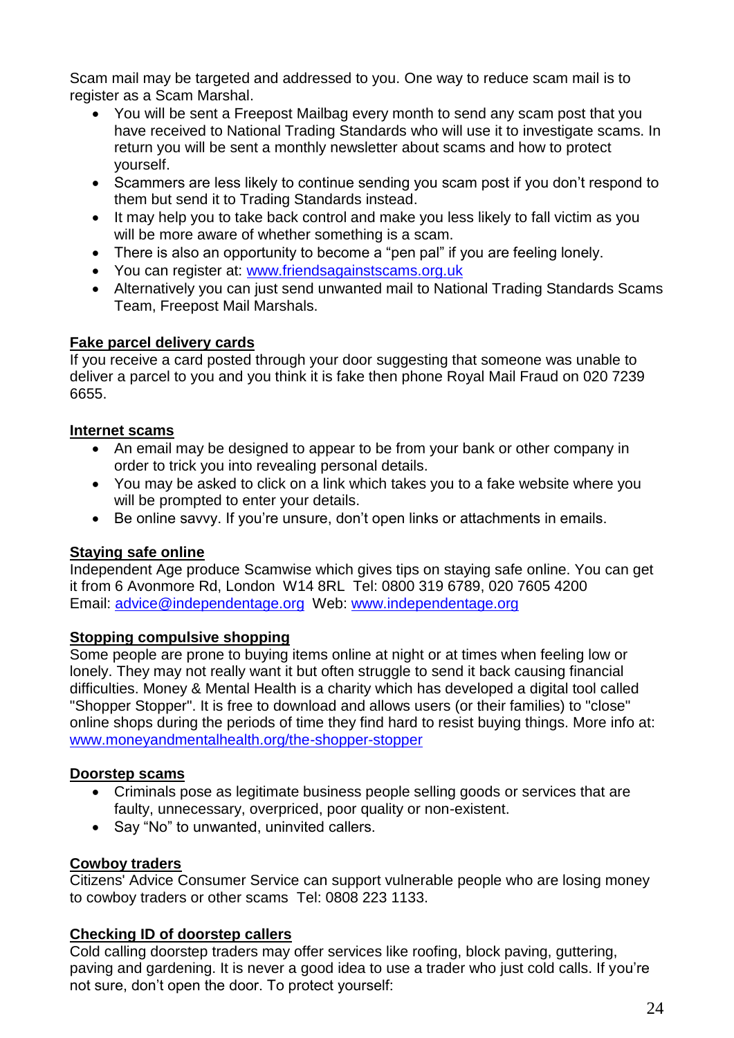Scam mail may be targeted and addressed to you. One way to reduce scam mail is to register as a Scam Marshal.

- You will be sent a Freepost Mailbag every month to send any scam post that you have received to National Trading Standards who will use it to investigate scams. In return you will be sent a monthly newsletter about scams and how to protect yourself.
- Scammers are less likely to continue sending you scam post if you don't respond to them but send it to Trading Standards instead.
- It may help you to take back control and make you less likely to fall victim as you will be more aware of whether something is a scam.
- There is also an opportunity to become a "pen pal" if you are feeling lonely.
- You can register at: [www.friendsagainstscams.org.uk](http://www.friendsagainstscams.org.uk)
- Alternatively you can just send unwanted mail to National Trading Standards Scams Team, Freepost Mail Marshals.

**Fake parcel delivery cards**

If you receive a card posted through your door suggesting that someone was unable to deliver a parcel to you and you think it is fake then phone Royal Mail Fraud on 020 7239 6655.

**Internet scams**

- An email may be designed to appear to be from your bank or other company in order to trick you into revealing personal details.
- You may be asked to click on a link which takes you to a fake website where you will be prompted to enter your details.
- Be online savvy. If you're unsure, don't open links or attachments in emails.

**Staying safe online**

Independent Age produce Scamwise which gives tips on staying safe online. You can get it from 6 Avonmore Rd, London W14 8RL Tel: 0800 319 6789, 020 7605 4200
Email: [advice@independentage.org](mailto:advice@independentage.org) Web: [www.independentage.org](http://www.independentage.org)

**Stopping compulsive shopping**

Some people are prone to buying items online at night or at times when feeling low or lonely. They may not really want it but often struggle to send it back causing financial difficulties. Money & Mental Health is a charity which has developed a digital tool called "Shopper Stopper". It is free to download and allows users (or their families) to "close" online shops during the periods of time they find hard to resist buying things. More info at: [www.moneyandmentalhealth.org/the-shopper-stopper](http://www.moneyandmentalhealth.org/the-shopper-stopper)

**Doorstep scams**

- Criminals pose as legitimate business people selling goods or services that are faulty, unnecessary, overpriced, poor quality or non-existent.
- Say "No" to unwanted, uninvited callers.

**Cowboy traders**

Citizens' Advice Consumer Service can support vulnerable people who are losing money to cowboy traders or other scams Tel: 0808 223 1133.

**Checking ID of doorstep callers**

Cold calling doorstep traders may offer services like roofing, block paving, guttering, paving and gardening. It is never a good idea to use a trader who just cold calls. If you're not sure, don't open the door. To protect yourself: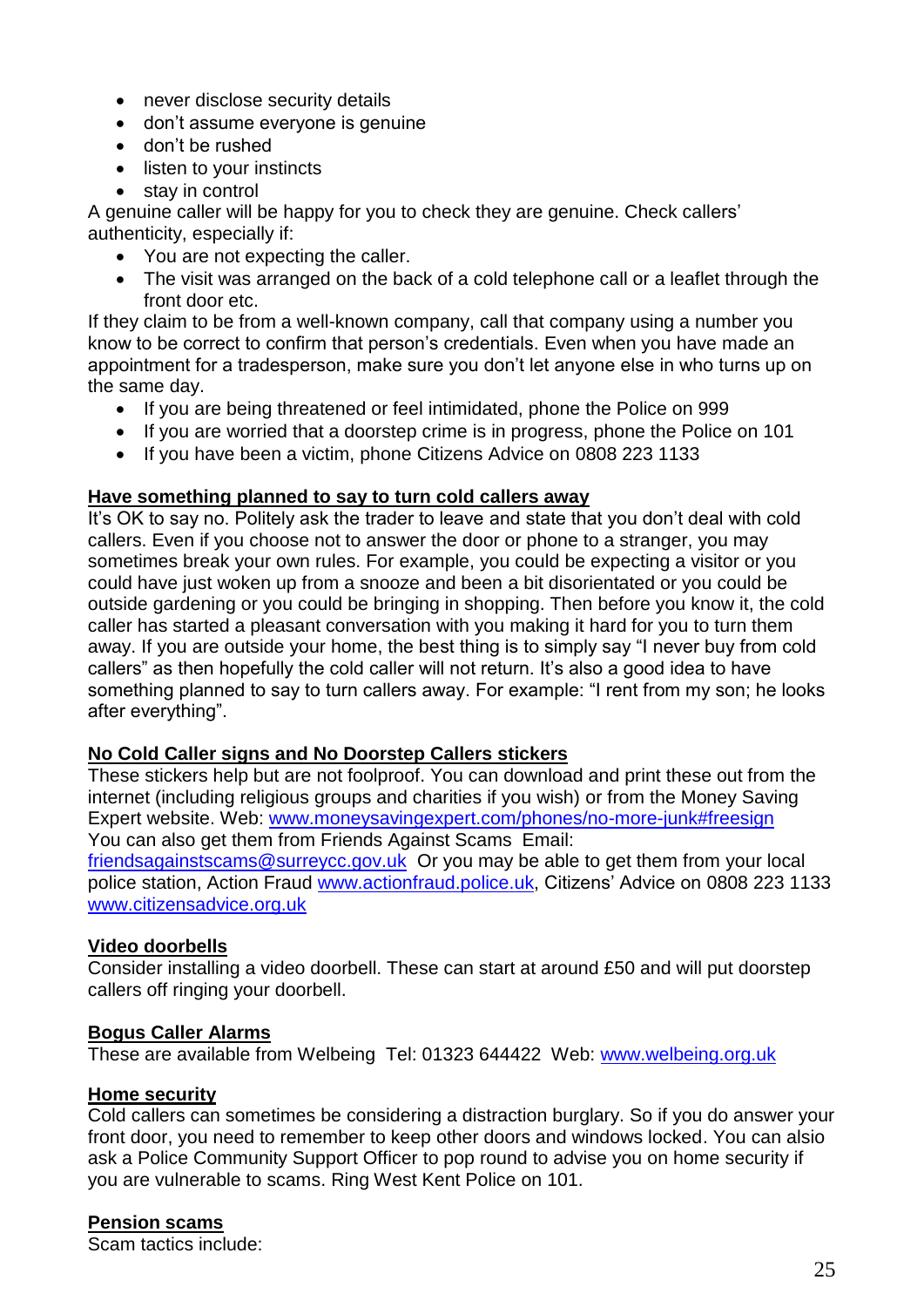- never disclose security details
- don't assume everyone is genuine
- don't be rushed
- listen to your instincts
- stay in control

A genuine caller will be happy for you to check they are genuine. Check callers' authenticity, especially if:

- You are not expecting the caller.
- The visit was arranged on the back of a cold telephone call or a leaflet through the front door etc.

If they claim to be from a well-known company, call that company using a number you know to be correct to confirm that person's credentials. Even when you have made an appointment for a tradesperson, make sure you don't let anyone else in who turns up on the same day.

- If you are being threatened or feel intimidated, phone the Police on 999
- If you are worried that a doorstep crime is in progress, phone the Police on 101
- If you have been a victim, phone Citizens Advice on 0808 223 1133

**Have something planned to say to turn cold callers away**

It's OK to say no. Politely ask the trader to leave and state that you don't deal with cold callers. Even if you choose not to answer the door or phone to a stranger, you may sometimes break your own rules. For example, you could be expecting a visitor or you could have just woken up from a snooze and been a bit disorientated or you could be outside gardening or you could be bringing in shopping. Then before you know it, the cold caller has started a pleasant conversation with you making it hard for you to turn them away. If you are outside your home, the best thing is to simply say "I never buy from cold callers" as then hopefully the cold caller will not return. It's also a good idea to have something planned to say to turn callers away. For example: "I rent from my son; he looks after everything".

**No Cold Caller signs and No Doorstep Callers stickers**

These stickers help but are not foolproof. You can download and print these out from the internet (including religious groups and charities if you wish) or from the Money Saving Expert website. Web: www.moneysavingexpert.com/phones/no-more-junk#freesign
You can also get them from Friends Against Scams Email: friendsagainstscams@surreycc.gov.uk Or you may be able to get them from your local police station, Action Fraud www.actionfraud.police.uk, Citizens' Advice on 0808 223 1133 www.citizensadvice.org.uk

**Video doorbells**

Consider installing a video doorbell. These can start at around £50 and will put doorstep callers off ringing your doorbell.

**Bogus Caller Alarms**

These are available from Welbeing Tel: 01323 644422 Web: www.welbeing.org.uk

**Home security**

Cold callers can sometimes be considering a distraction burglary. So if you do answer your front door, you need to remember to keep other doors and windows locked. You can alsio ask a Police Community Support Officer to pop round to advise you on home security if you are vulnerable to scams. Ring West Kent Police on 101.

**Pension scams**

Scam tactics include: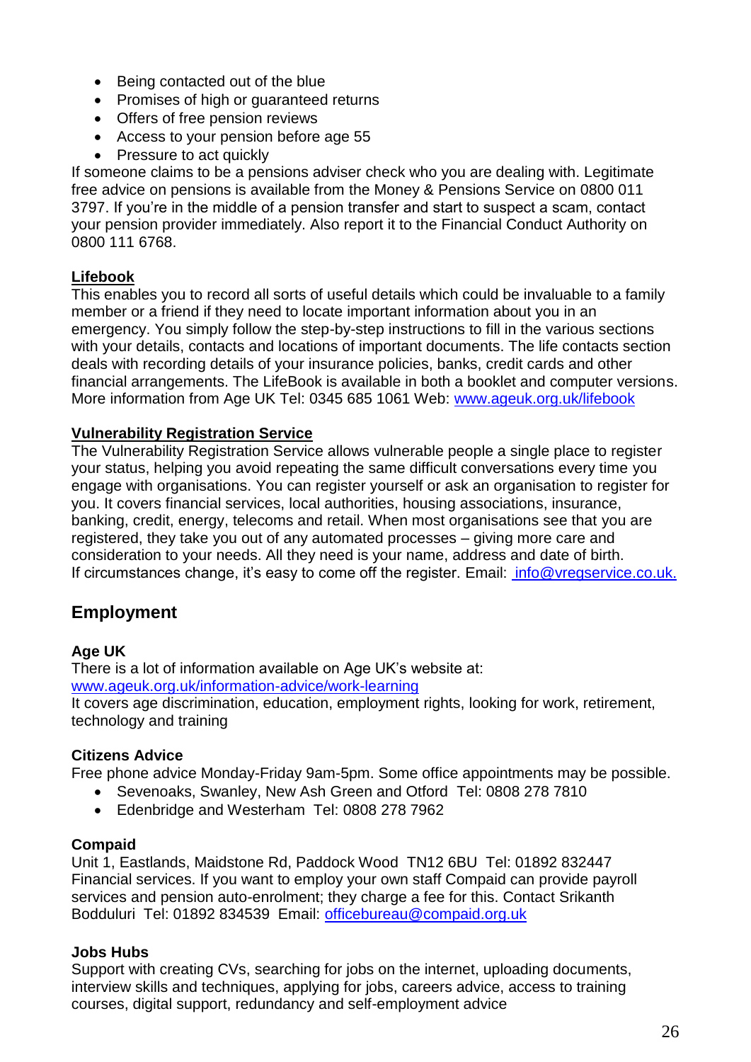- Being contacted out of the blue
- Promises of high or guaranteed returns
- Offers of free pension reviews
- Access to your pension before age 55
- Pressure to act quickly

If someone claims to be a pensions adviser check who you are dealing with. Legitimate free advice on pensions is available from the Money & Pensions Service on 0800 011 3797. If you're in the middle of a pension transfer and start to suspect a scam, contact your pension provider immediately. Also report it to the Financial Conduct Authority on 0800 111 6768.

**Lifebook**

This enables you to record all sorts of useful details which could be invaluable to a family member or a friend if they need to locate important information about you in an emergency. You simply follow the step-by-step instructions to fill in the various sections with your details, contacts and locations of important documents. The life contacts section deals with recording details of your insurance policies, banks, credit cards and other financial arrangements. The LifeBook is available in both a booklet and computer versions. More information from Age UK Tel: 0345 685 1061 Web: www.ageuk.org.uk/lifebook

**Vulnerability Registration Service**

The Vulnerability Registration Service allows vulnerable people a single place to register your status, helping you avoid repeating the same difficult conversations every time you engage with organisations. You can register yourself or ask an organisation to register for you. It covers financial services, local authorities, housing associations, insurance, banking, credit, energy, telecoms and retail. When most organisations see that you are registered, they take you out of any automated processes – giving more care and consideration to your needs. All they need is your name, address and date of birth. If circumstances change, it's easy to come off the register. Email: info@vregservice.co.uk.

## Employment

**Age UK**

There is a lot of information available on Age UK's website at: www.ageuk.org.uk/information-advice/work-learning

It covers age discrimination, education, employment rights, looking for work, retirement, technology and training

**Citizens Advice**

Free phone advice Monday-Friday 9am-5pm. Some office appointments may be possible.

- Sevenoaks, Swanley, New Ash Green and Otford Tel: 0808 278 7810
- Edenbridge and Westerham Tel: 0808 278 7962

**Compaid**

Unit 1, Eastlands, Maidstone Rd, Paddock Wood TN12 6BU Tel: 01892 832447

Financial services. If you want to employ your own staff Compaid can provide payroll services and pension auto-enrolment; they charge a fee for this. Contact Srikanth Bodduluri Tel: 01892 834539 Email: officebureau@compaid.org.uk

**Jobs Hubs**

Support with creating CVs, searching for jobs on the internet, uploading documents, interview skills and techniques, applying for jobs, careers advice, access to training courses, digital support, redundancy and self-employment advice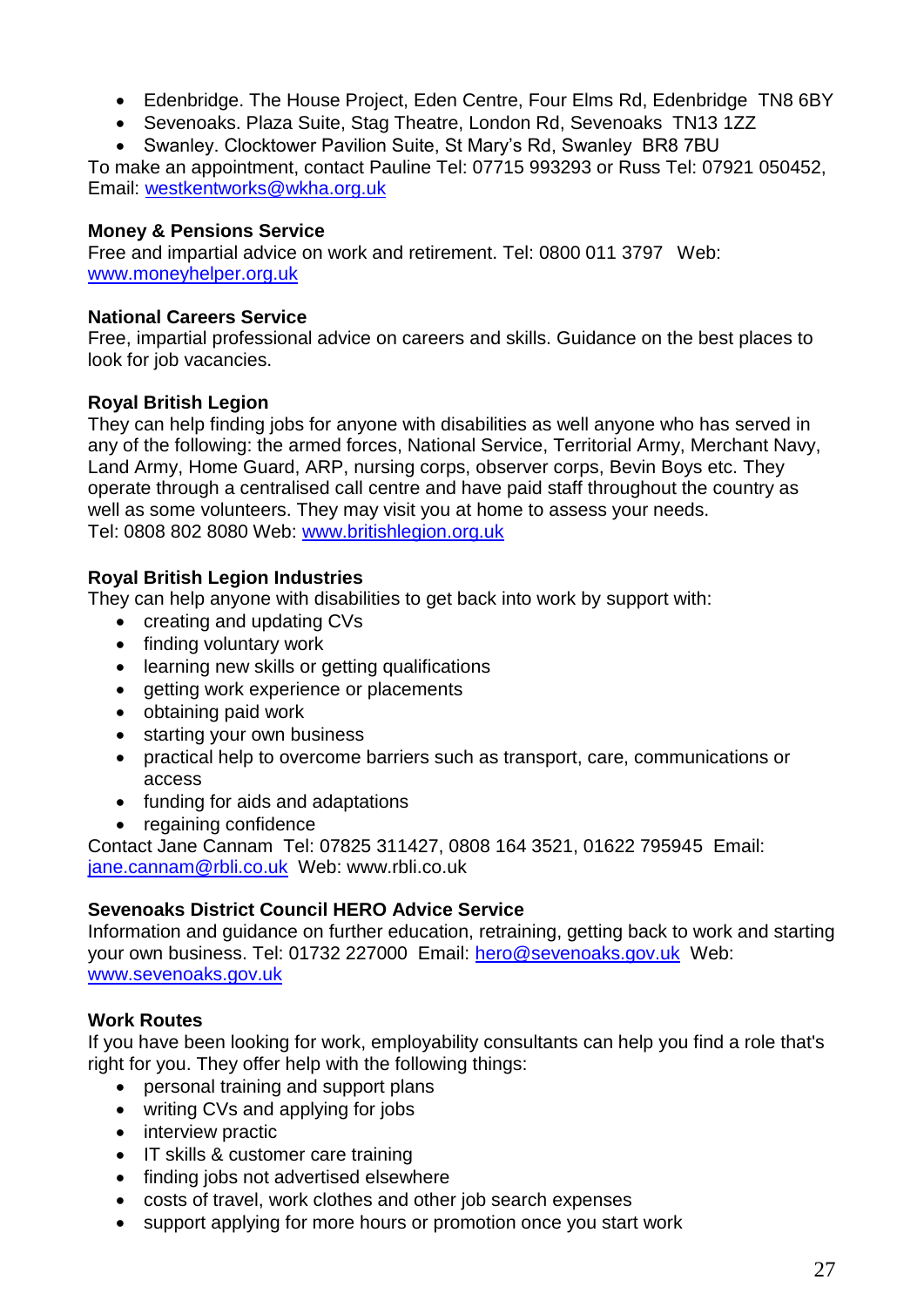- Edenbridge. The House Project, Eden Centre, Four Elms Rd, Edenbridge TN8 6BY
- Sevenoaks. Plaza Suite, Stag Theatre, London Rd, Sevenoaks TN13 1ZZ
- Swanley. Clocktower Pavilion Suite, St Mary's Rd, Swanley BR8 7BU

To make an appointment, contact Pauline Tel: 07715 993293 or Russ Tel: 07921 050452, Email: westkentworks@wkha.org.uk

**Money & Pensions Service**
Free and impartial advice on work and retirement. Tel: 0800 011 3797 Web: www.moneyhelper.org.uk

**National Careers Service**
Free, impartial professional advice on careers and skills. Guidance on the best places to look for job vacancies.

**Royal British Legion**
They can help finding jobs for anyone with disabilities as well anyone who has served in any of the following: the armed forces, National Service, Territorial Army, Merchant Navy, Land Army, Home Guard, ARP, nursing corps, observer corps, Bevin Boys etc. They operate through a centralised call centre and have paid staff throughout the country as well as some volunteers. They may visit you at home to assess your needs.
Tel: 0808 802 8080 Web: www.britishlegion.org.uk

**Royal British Legion Industries**
They can help anyone with disabilities to get back into work by support with:

- creating and updating CVs
- finding voluntary work
- learning new skills or getting qualifications
- getting work experience or placements
- obtaining paid work
- starting your own business
- practical help to overcome barriers such as transport, care, communications or access
- funding for aids and adaptations
- regaining confidence

Contact Jane Cannam Tel: 07825 311427, 0808 164 3521, 01622 795945 Email: jane.cannam@rbli.co.uk Web: www.rbli.co.uk

**Sevenoaks District Council HERO Advice Service**
Information and guidance on further education, retraining, getting back to work and starting your own business. Tel: 01732 227000 Email: hero@sevenoaks.gov.uk Web: www.sevenoaks.gov.uk

**Work Routes**
If you have been looking for work, employability consultants can help you find a role that's right for you. They offer help with the following things:

- personal training and support plans
- writing CVs and applying for jobs
- interview practic
- IT skills & customer care training
- finding jobs not advertised elsewhere
- costs of travel, work clothes and other job search expenses
- support applying for more hours or promotion once you start work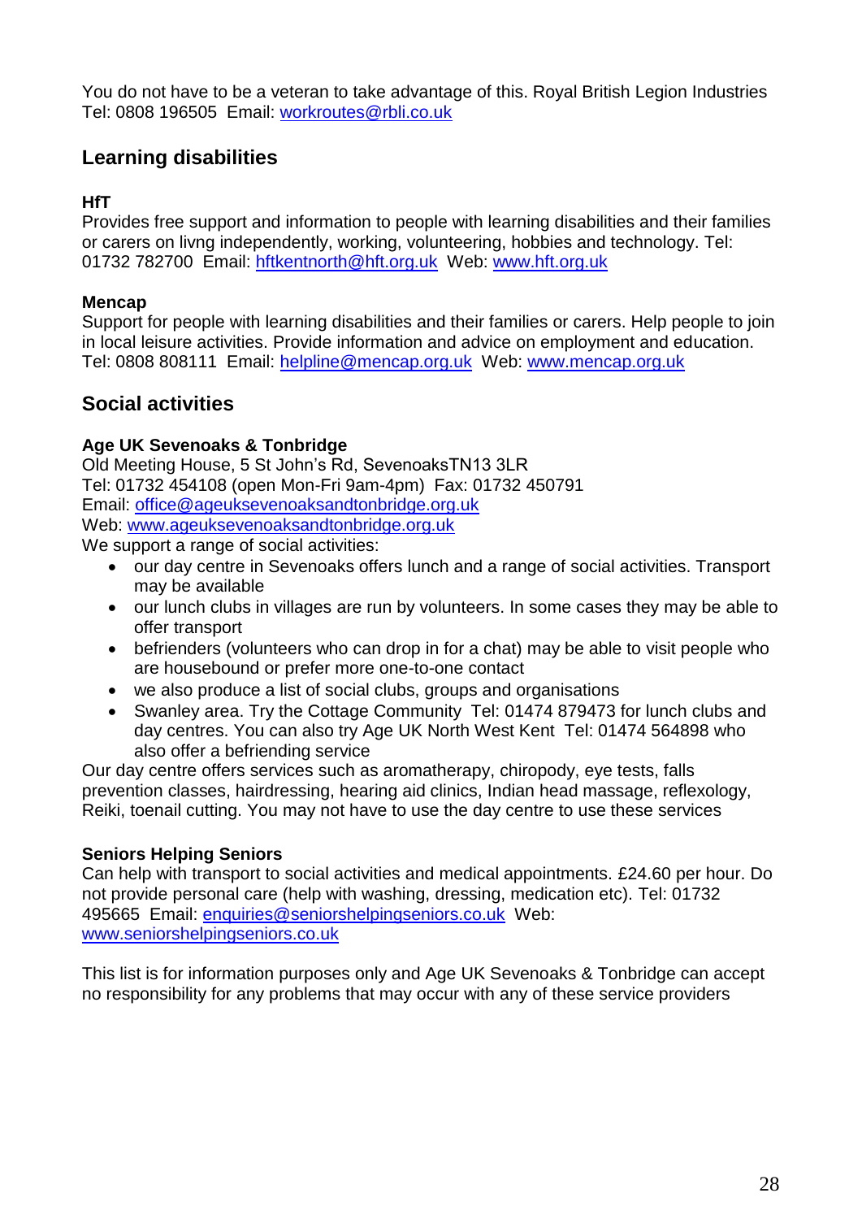You do not have to be a veteran to take advantage of this. Royal British Legion Industries Tel: 0808 196505 Email: workroutes@rbli.co.uk

## Learning disabilities

**HfT**
Provides free support and information to people with learning disabilities and their families or carers on livng independently, working, volunteering, hobbies and technology. Tel: 01732 782700 Email: hftkentnorth@hft.org.uk Web: www.hft.org.uk

**Mencap**
Support for people with learning disabilities and their families or carers. Help people to join in local leisure activities. Provide information and advice on employment and education. Tel: 0808 808111 Email: helpline@mencap.org.uk Web: www.mencap.org.uk

## Social activities

**Age UK Sevenoaks & Tonbridge**
Old Meeting House, 5 St John's Rd, SevenoaksTN13 3LR
Tel: 01732 454108 (open Mon-Fri 9am-4pm) Fax: 01732 450791
Email: office@ageuksevenoaksandtonbridge.org.uk
Web: www.ageuksevenoaksandtonbridge.org.uk
We support a range of social activities:

- our day centre in Sevenoaks offers lunch and a range of social activities. Transport may be available
- our lunch clubs in villages are run by volunteers. In some cases they may be able to offer transport
- befrienders (volunteers who can drop in for a chat) may be able to visit people who are housebound or prefer more one-to-one contact
- we also produce a list of social clubs, groups and organisations
- Swanley area. Try the Cottage Community Tel: 01474 879473 for lunch clubs and day centres. You can also try Age UK North West Kent Tel: 01474 564898 who also offer a befriending service

Our day centre offers services such as aromatherapy, chiropody, eye tests, falls prevention classes, hairdressing, hearing aid clinics, Indian head massage, reflexology, Reiki, toenail cutting. You may not have to use the day centre to use these services

**Seniors Helping Seniors**
Can help with transport to social activities and medical appointments. £24.60 per hour. Do not provide personal care (help with washing, dressing, medication etc). Tel: 01732 495665 Email: enquiries@seniorshelpingseniors.co.uk Web: www.seniorshelpingseniors.co.uk

This list is for information purposes only and Age UK Sevenoaks & Tonbridge can accept no responsibility for any problems that may occur with any of these service providers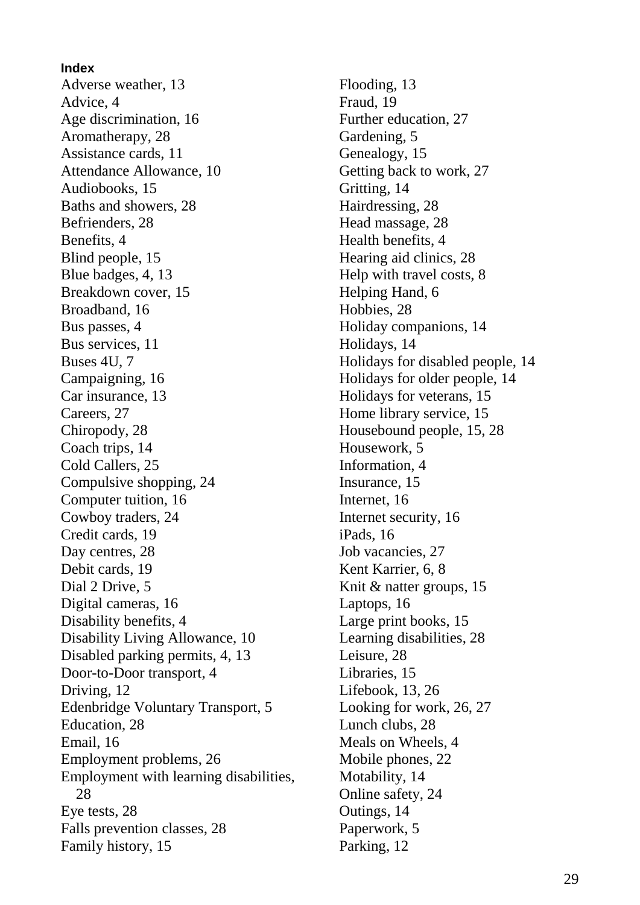**Index**

Adverse weather, 13
Advice, 4
Age discrimination, 16
Aromatherapy, 28
Assistance cards, 11
Attendance Allowance, 10
Audiobooks, 15
Baths and showers, 28
Befrienders, 28
Benefits, 4
Blind people, 15
Blue badges, 4, 13
Breakdown cover, 15
Broadband, 16
Bus passes, 4
Bus services, 11
Buses 4U, 7
Campaigning, 16
Car insurance, 13
Careers, 27
Chiropody, 28
Coach trips, 14
Cold Callers, 25
Compulsive shopping, 24
Computer tuition, 16
Cowboy traders, 24
Credit cards, 19
Day centres, 28
Debit cards, 19
Dial 2 Drive, 5
Digital cameras, 16
Disability benefits, 4
Disability Living Allowance, 10
Disabled parking permits, 4, 13
Door-to-Door transport, 4
Driving, 12
Edenbridge Voluntary Transport, 5
Education, 28
Email, 16
Employment problems, 26
Employment with learning disabilities, 28
Eye tests, 28
Falls prevention classes, 28
Family history, 15
Flooding, 13
Fraud, 19
Further education, 27
Gardening, 5
Genealogy, 15
Getting back to work, 27
Gritting, 14
Hairdressing, 28
Head massage, 28
Health benefits, 4
Hearing aid clinics, 28
Help with travel costs, 8
Helping Hand, 6
Hobbies, 28
Holiday companions, 14
Holidays, 14
Holidays for disabled people, 14
Holidays for older people, 14
Holidays for veterans, 15
Home library service, 15
Housebound people, 15, 28
Housework, 5
Information, 4
Insurance, 15
Internet, 16
Internet security, 16
iPads, 16
Job vacancies, 27
Kent Karrier, 6, 8
Knit & natter groups, 15
Laptops, 16
Large print books, 15
Learning disabilities, 28
Leisure, 28
Libraries, 15
Lifebook, 13, 26
Looking for work, 26, 27
Lunch clubs, 28
Meals on Wheels, 4
Mobile phones, 22
Motability, 14
Online safety, 24
Outings, 14
Paperwork, 5
Parking, 12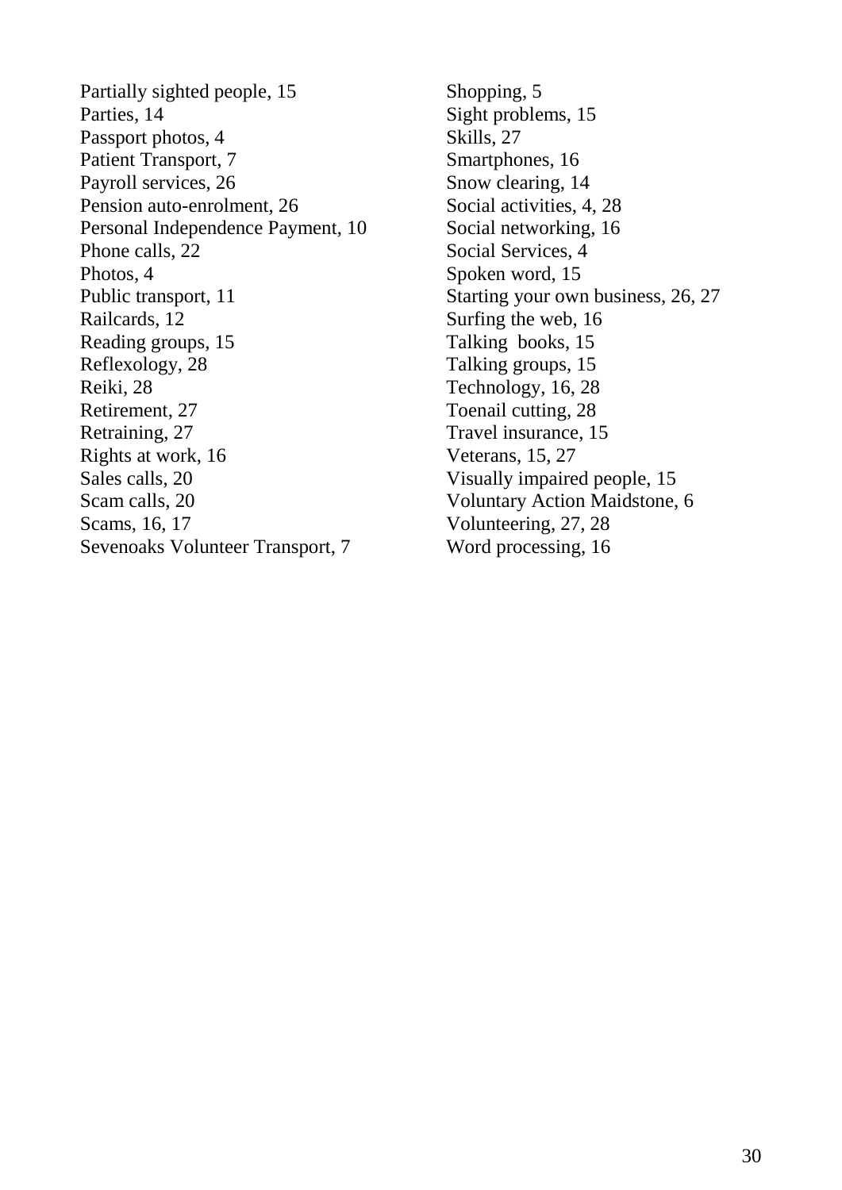Partially sighted people, 15
Parties, 14
Passport photos, 4
Patient Transport, 7
Payroll services, 26
Pension auto-enrolment, 26
Personal Independence Payment, 10
Phone calls, 22
Photos, 4
Public transport, 11
Railcards, 12
Reading groups, 15
Reflexology, 28
Reiki, 28
Retirement, 27
Retraining, 27
Rights at work, 16
Sales calls, 20
Scam calls, 20
Scams, 16, 17
Sevenoaks Volunteer Transport, 7
Shopping, 5
Sight problems, 15
Skills, 27
Smartphones, 16
Snow clearing, 14
Social activities, 4, 28
Social networking, 16
Social Services, 4
Spoken word, 15
Starting your own business, 26, 27
Surfing the web, 16
Talking books, 15
Talking groups, 15
Technology, 16, 28
Toenail cutting, 28
Travel insurance, 15
Veterans, 15, 27
Visually impaired people, 15
Voluntary Action Maidstone, 6
Volunteering, 27, 28
Word processing, 16